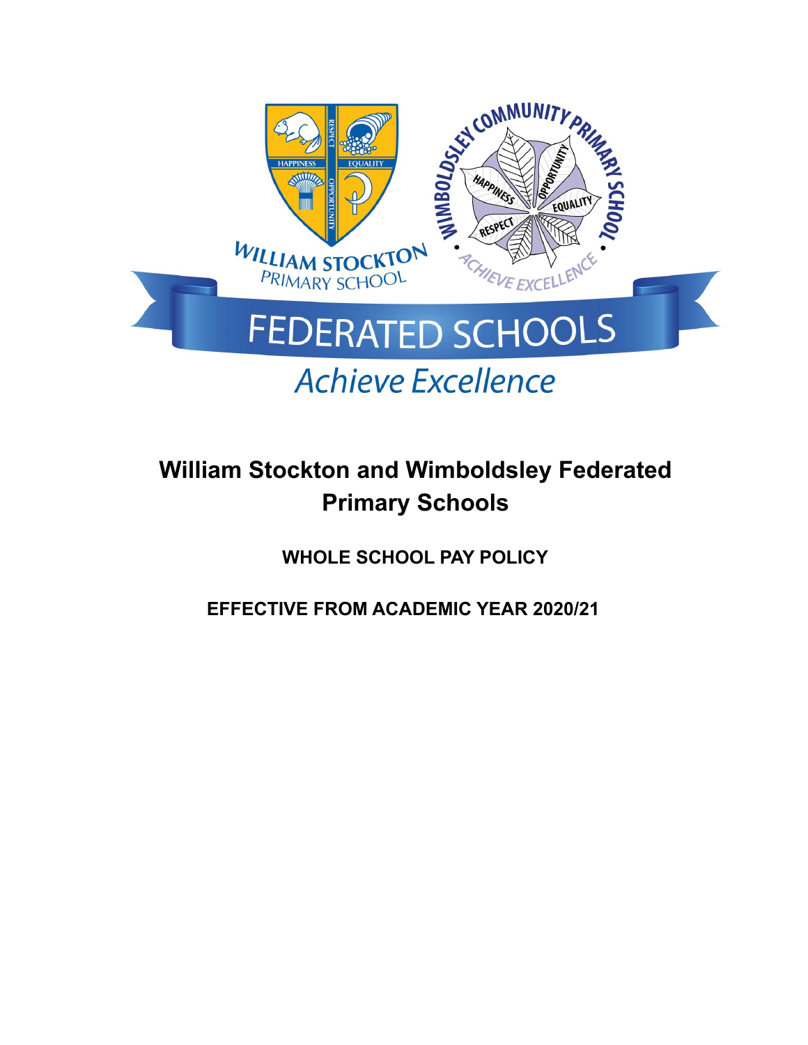# William Stockton and Wimboldsley Federated Primary Schools

## WHOLE SCHOOL PAY POLICY

## EFFECTIVE FROM ACADEMIC YEAR 2020/21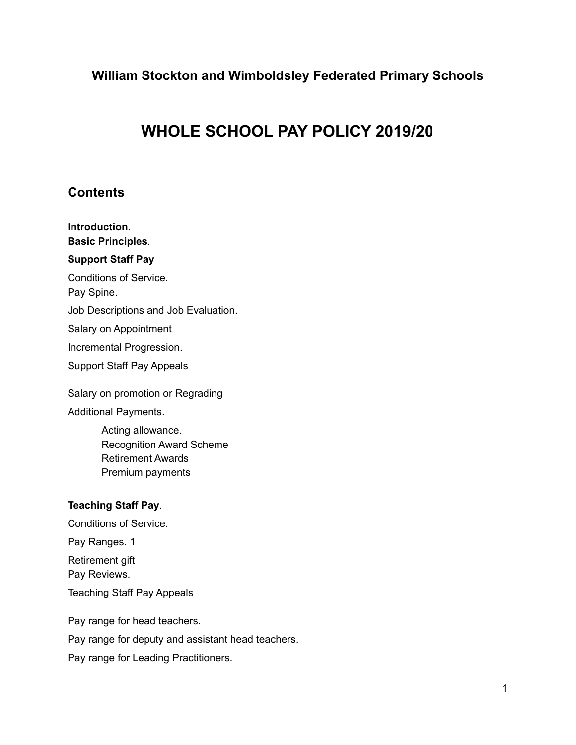**William Stockton and Wimboldsley Federated Primary Schools**

# WHOLE SCHOOL PAY POLICY 2019/20

## Contents

**Introduction**.
**Basic Principles**.

**Support Staff Pay**

Conditions of Service.
Pay Spine.

Job Descriptions and Job Evaluation.

Salary on Appointment

Incremental Progression.

Support Staff Pay Appeals

Salary on promotion or Regrading

Additional Payments.

- Acting allowance.
- Recognition Award Scheme
- Retirement Awards
- Premium payments

**Teaching Staff Pay**.

Conditions of Service.

Pay Ranges. 1

Retirement gift
Pay Reviews.

Teaching Staff Pay Appeals

Pay range for head teachers.

Pay range for deputy and assistant head teachers.

Pay range for Leading Practitioners.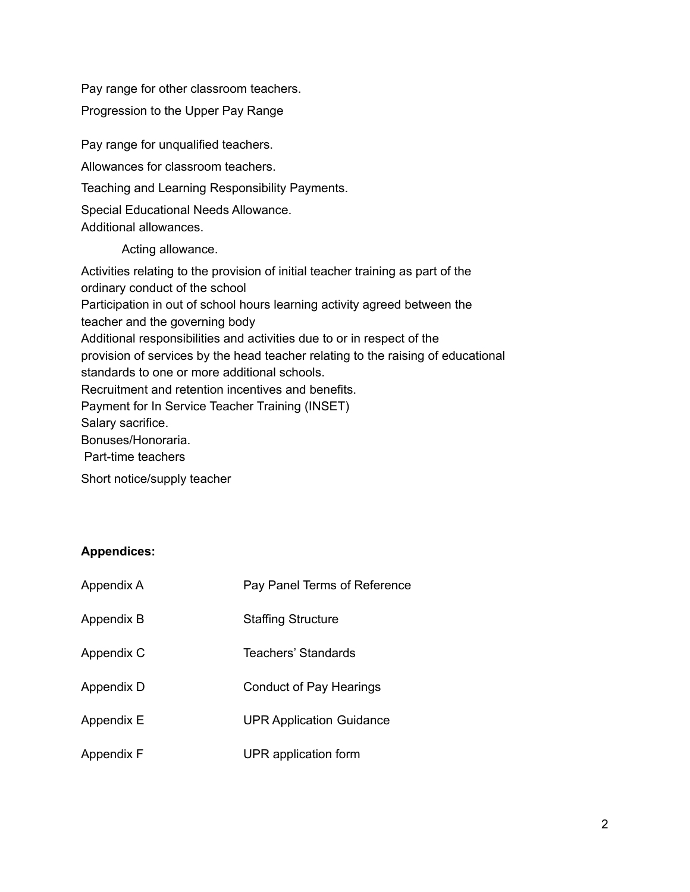Pay range for other classroom teachers.

Progression to the Upper Pay Range

Pay range for unqualified teachers.

Allowances for classroom teachers.

Teaching and Learning Responsibility Payments.

Special Educational Needs Allowance.
Additional allowances.

Acting allowance.

Activities relating to the provision of initial teacher training as part of the ordinary conduct of the school
Participation in out of school hours learning activity agreed between the teacher and the governing body
Additional responsibilities and activities due to or in respect of the provision of services by the head teacher relating to the raising of educational standards to one or more additional schools.
Recruitment and retention incentives and benefits.
Payment for In Service Teacher Training (INSET)
Salary sacrifice.
Bonuses/Honoraria.
Part-time teachers

Short notice/supply teacher

**Appendices:**

| | |
|---|---|
| Appendix A | Pay Panel Terms of Reference |
| Appendix B | Staffing Structure |
| Appendix C | Teachers' Standards |
| Appendix D | Conduct of Pay Hearings |
| Appendix E | UPR Application Guidance |
| Appendix F | UPR application form |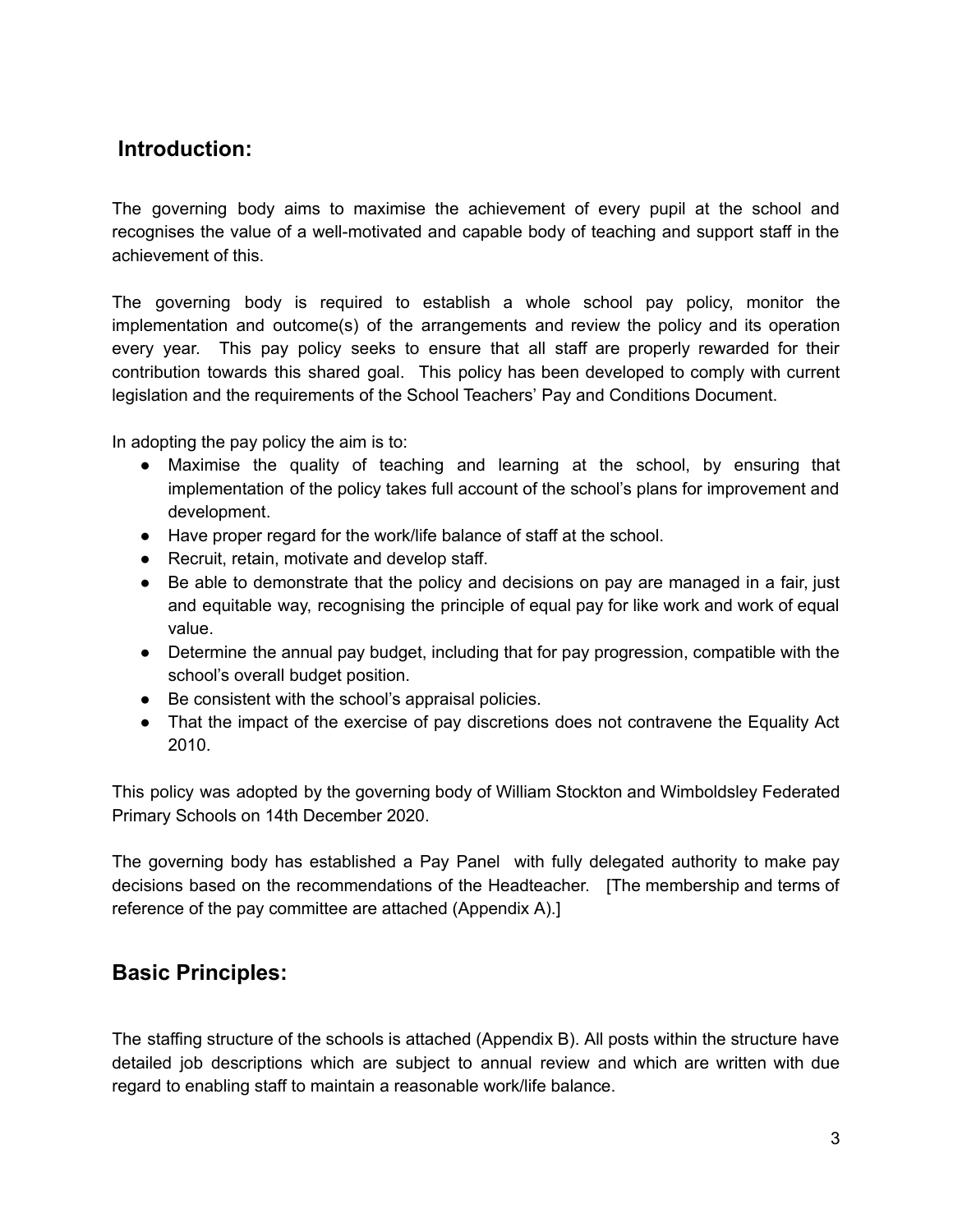## Introduction:

The governing body aims to maximise the achievement of every pupil at the school and recognises the value of a well-motivated and capable body of teaching and support staff in the achievement of this.

The governing body is required to establish a whole school pay policy, monitor the implementation and outcome(s) of the arrangements and review the policy and its operation every year. This pay policy seeks to ensure that all staff are properly rewarded for their contribution towards this shared goal. This policy has been developed to comply with current legislation and the requirements of the School Teachers' Pay and Conditions Document.

In adopting the pay policy the aim is to:

- Maximise the quality of teaching and learning at the school, by ensuring that implementation of the policy takes full account of the school's plans for improvement and development.
- Have proper regard for the work/life balance of staff at the school.
- Recruit, retain, motivate and develop staff.
- Be able to demonstrate that the policy and decisions on pay are managed in a fair, just and equitable way, recognising the principle of equal pay for like work and work of equal value.
- Determine the annual pay budget, including that for pay progression, compatible with the school's overall budget position.
- Be consistent with the school's appraisal policies.
- That the impact of the exercise of pay discretions does not contravene the Equality Act 2010.

This policy was adopted by the governing body of William Stockton and Wimboldsley Federated Primary Schools on 14th December 2020.

The governing body has established a Pay Panel with fully delegated authority to make pay decisions based on the recommendations of the Headteacher. [The membership and terms of reference of the pay committee are attached (Appendix A).]

## Basic Principles:

The staffing structure of the schools is attached (Appendix B). All posts within the structure have detailed job descriptions which are subject to annual review and which are written with due regard to enabling staff to maintain a reasonable work/life balance.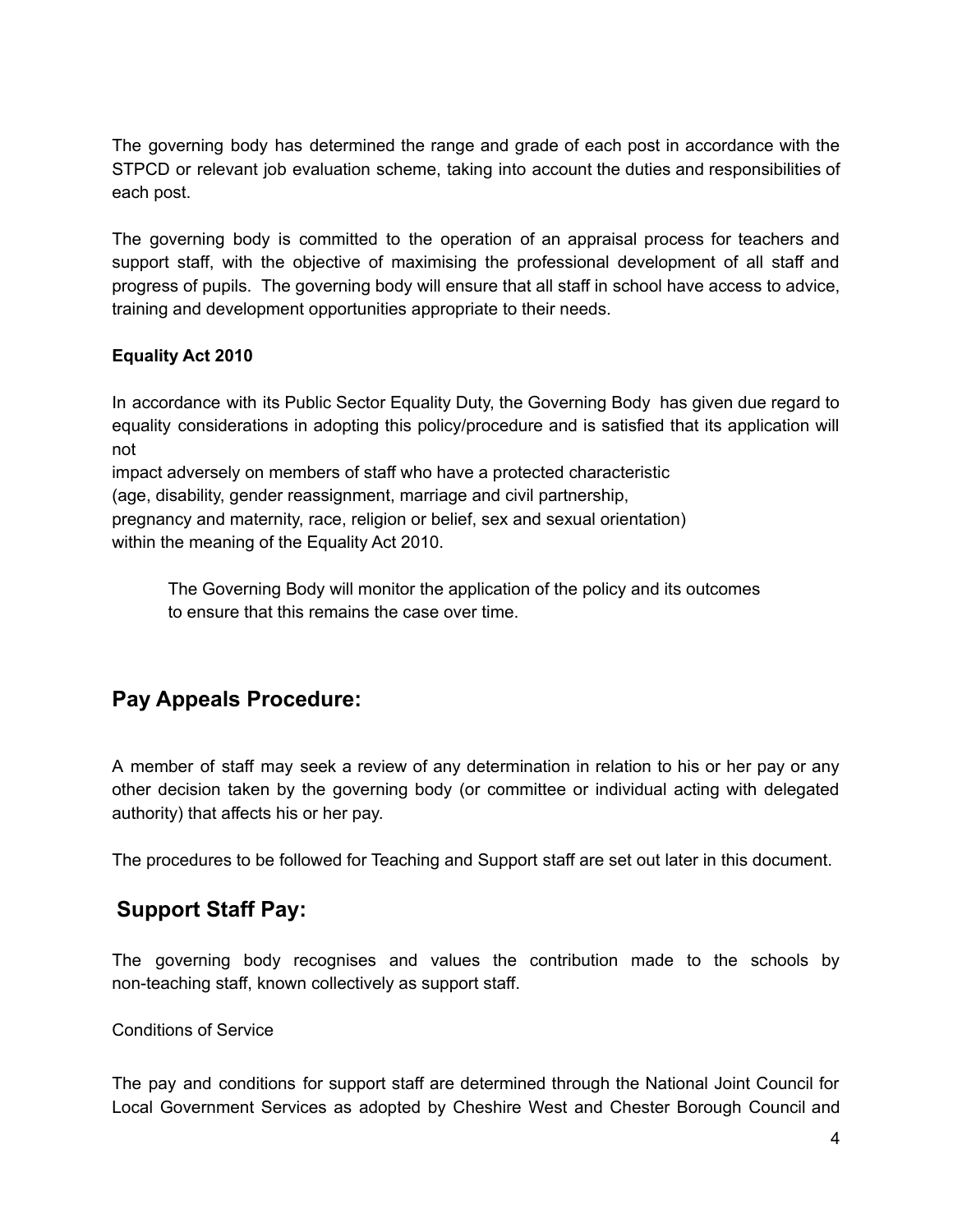The governing body has determined the range and grade of each post in accordance with the STPCD or relevant job evaluation scheme, taking into account the duties and responsibilities of each post.

The governing body is committed to the operation of an appraisal process for teachers and support staff, with the objective of maximising the professional development of all staff and progress of pupils. The governing body will ensure that all staff in school have access to advice, training and development opportunities appropriate to their needs.

**Equality Act 2010**

In accordance with its Public Sector Equality Duty, the Governing Body has given due regard to equality considerations in adopting this policy/procedure and is satisfied that its application will not
impact adversely on members of staff who have a protected characteristic
(age, disability, gender reassignment, marriage and civil partnership,
pregnancy and maternity, race, religion or belief, sex and sexual orientation)
within the meaning of the Equality Act 2010.

> The Governing Body will monitor the application of the policy and its outcomes to ensure that this remains the case over time.

## Pay Appeals Procedure:

A member of staff may seek a review of any determination in relation to his or her pay or any other decision taken by the governing body (or committee or individual acting with delegated authority) that affects his or her pay.

The procedures to be followed for Teaching and Support staff are set out later in this document.

## Support Staff Pay:

The governing body recognises and values the contribution made to the schools by non-teaching staff, known collectively as support staff.

Conditions of Service

The pay and conditions for support staff are determined through the National Joint Council for Local Government Services as adopted by Cheshire West and Chester Borough Council and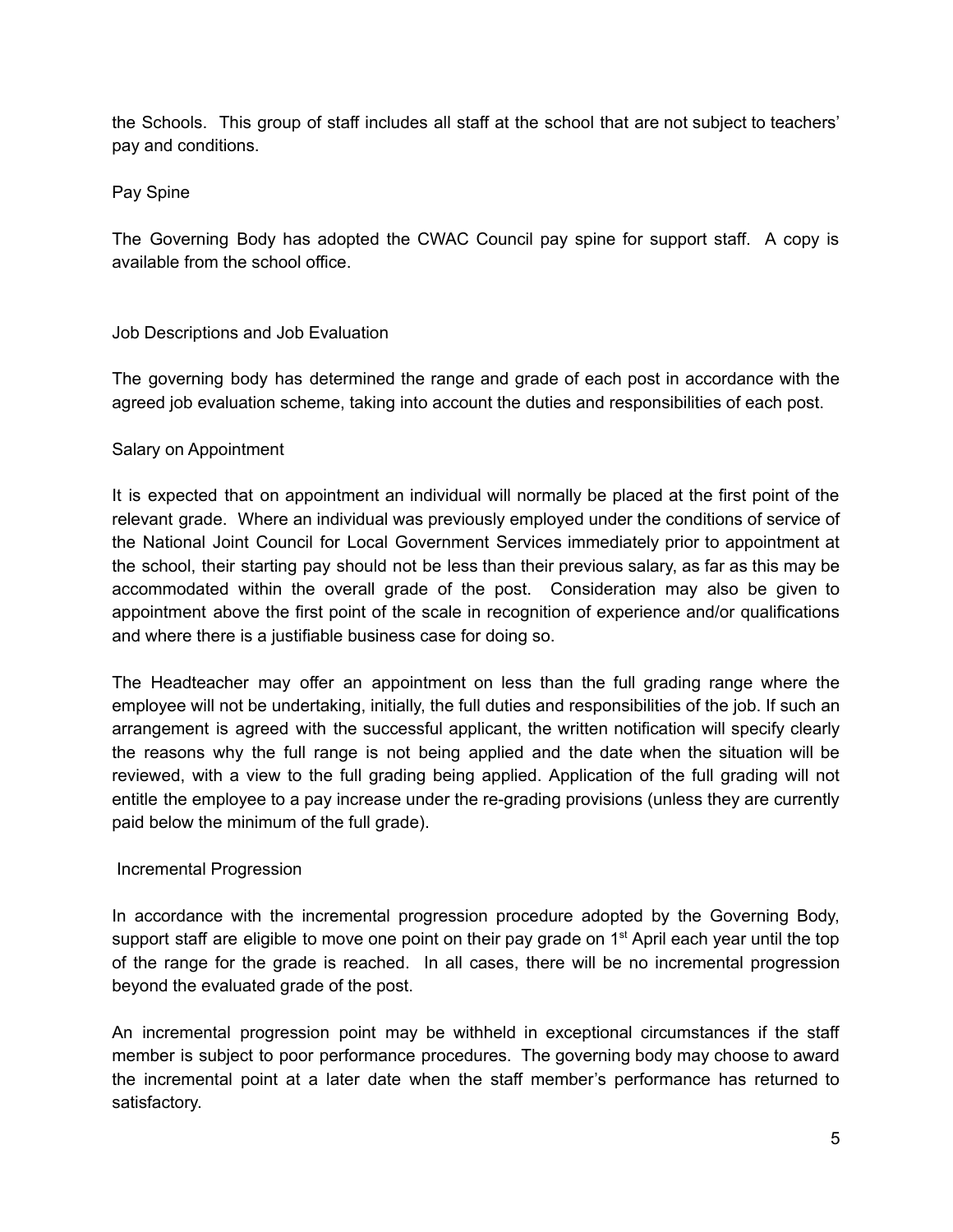the Schools. This group of staff includes all staff at the school that are not subject to teachers' pay and conditions.

## Pay Spine

The Governing Body has adopted the CWAC Council pay spine for support staff. A copy is available from the school office.

## Job Descriptions and Job Evaluation

The governing body has determined the range and grade of each post in accordance with the agreed job evaluation scheme, taking into account the duties and responsibilities of each post.

## Salary on Appointment

It is expected that on appointment an individual will normally be placed at the first point of the relevant grade. Where an individual was previously employed under the conditions of service of the National Joint Council for Local Government Services immediately prior to appointment at the school, their starting pay should not be less than their previous salary, as far as this may be accommodated within the overall grade of the post. Consideration may also be given to appointment above the first point of the scale in recognition of experience and/or qualifications and where there is a justifiable business case for doing so.

The Headteacher may offer an appointment on less than the full grading range where the employee will not be undertaking, initially, the full duties and responsibilities of the job. If such an arrangement is agreed with the successful applicant, the written notification will specify clearly the reasons why the full range is not being applied and the date when the situation will be reviewed, with a view to the full grading being applied. Application of the full grading will not entitle the employee to a pay increase under the re-grading provisions (unless they are currently paid below the minimum of the full grade).

## Incremental Progression

In accordance with the incremental progression procedure adopted by the Governing Body, support staff are eligible to move one point on their pay grade on 1st April each year until the top of the range for the grade is reached. In all cases, there will be no incremental progression beyond the evaluated grade of the post.

An incremental progression point may be withheld in exceptional circumstances if the staff member is subject to poor performance procedures. The governing body may choose to award the incremental point at a later date when the staff member's performance has returned to satisfactory.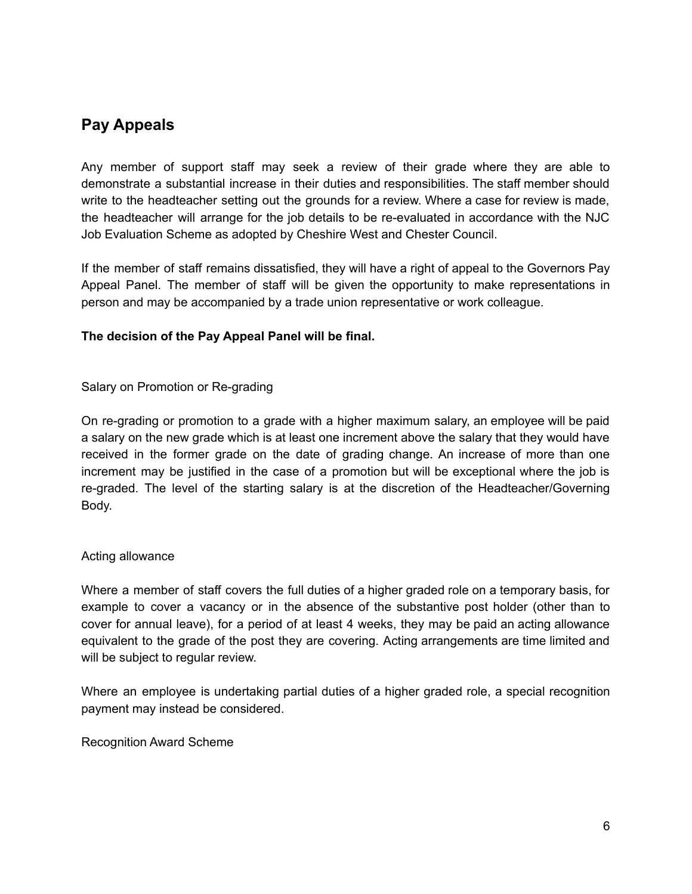## Pay Appeals

Any member of support staff may seek a review of their grade where they are able to demonstrate a substantial increase in their duties and responsibilities. The staff member should write to the headteacher setting out the grounds for a review. Where a case for review is made, the headteacher will arrange for the job details to be re-evaluated in accordance with the NJC Job Evaluation Scheme as adopted by Cheshire West and Chester Council.

If the member of staff remains dissatisfied, they will have a right of appeal to the Governors Pay Appeal Panel. The member of staff will be given the opportunity to make representations in person and may be accompanied by a trade union representative or work colleague.

**The decision of the Pay Appeal Panel will be final.**

Salary on Promotion or Re-grading

On re-grading or promotion to a grade with a higher maximum salary, an employee will be paid a salary on the new grade which is at least one increment above the salary that they would have received in the former grade on the date of grading change. An increase of more than one increment may be justified in the case of a promotion but will be exceptional where the job is re-graded. The level of the starting salary is at the discretion of the Headteacher/Governing Body.

Acting allowance

Where a member of staff covers the full duties of a higher graded role on a temporary basis, for example to cover a vacancy or in the absence of the substantive post holder (other than to cover for annual leave), for a period of at least 4 weeks, they may be paid an acting allowance equivalent to the grade of the post they are covering. Acting arrangements are time limited and will be subject to regular review.

Where an employee is undertaking partial duties of a higher graded role, a special recognition payment may instead be considered.

Recognition Award Scheme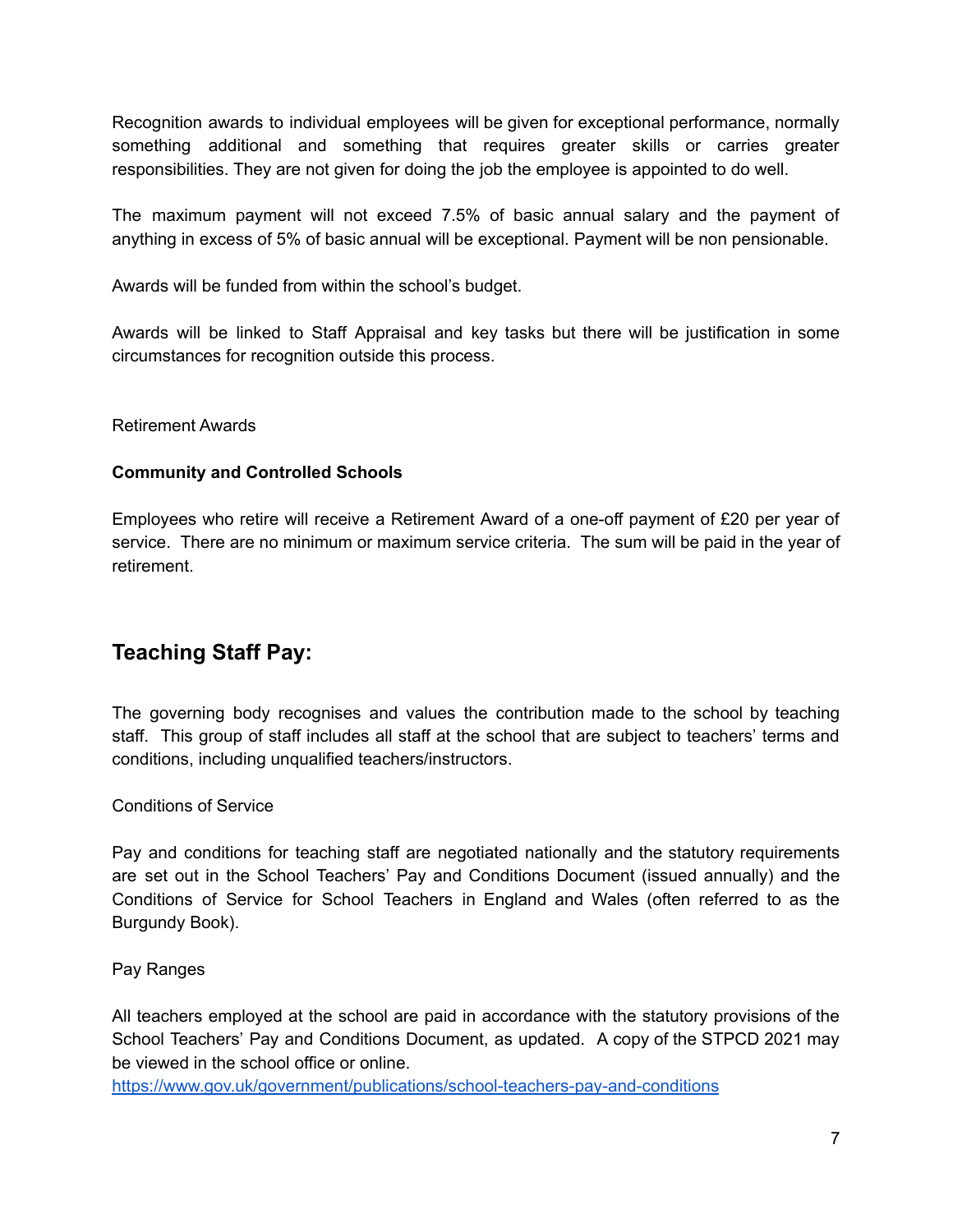Recognition awards to individual employees will be given for exceptional performance, normally something additional and something that requires greater skills or carries greater responsibilities. They are not given for doing the job the employee is appointed to do well.

The maximum payment will not exceed 7.5% of basic annual salary and the payment of anything in excess of 5% of basic annual will be exceptional. Payment will be non pensionable.

Awards will be funded from within the school's budget.

Awards will be linked to Staff Appraisal and key tasks but there will be justification in some circumstances for recognition outside this process.

Retirement Awards

**Community and Controlled Schools**

Employees who retire will receive a Retirement Award of a one-off payment of £20 per year of service. There are no minimum or maximum service criteria. The sum will be paid in the year of retirement.

## Teaching Staff Pay:

The governing body recognises and values the contribution made to the school by teaching staff. This group of staff includes all staff at the school that are subject to teachers' terms and conditions, including unqualified teachers/instructors.

Conditions of Service

Pay and conditions for teaching staff are negotiated nationally and the statutory requirements are set out in the School Teachers' Pay and Conditions Document (issued annually) and the Conditions of Service for School Teachers in England and Wales (often referred to as the Burgundy Book).

Pay Ranges

All teachers employed at the school are paid in accordance with the statutory provisions of the School Teachers' Pay and Conditions Document, as updated. A copy of the STPCD 2021 may be viewed in the school office or online.
https://www.gov.uk/government/publications/school-teachers-pay-and-conditions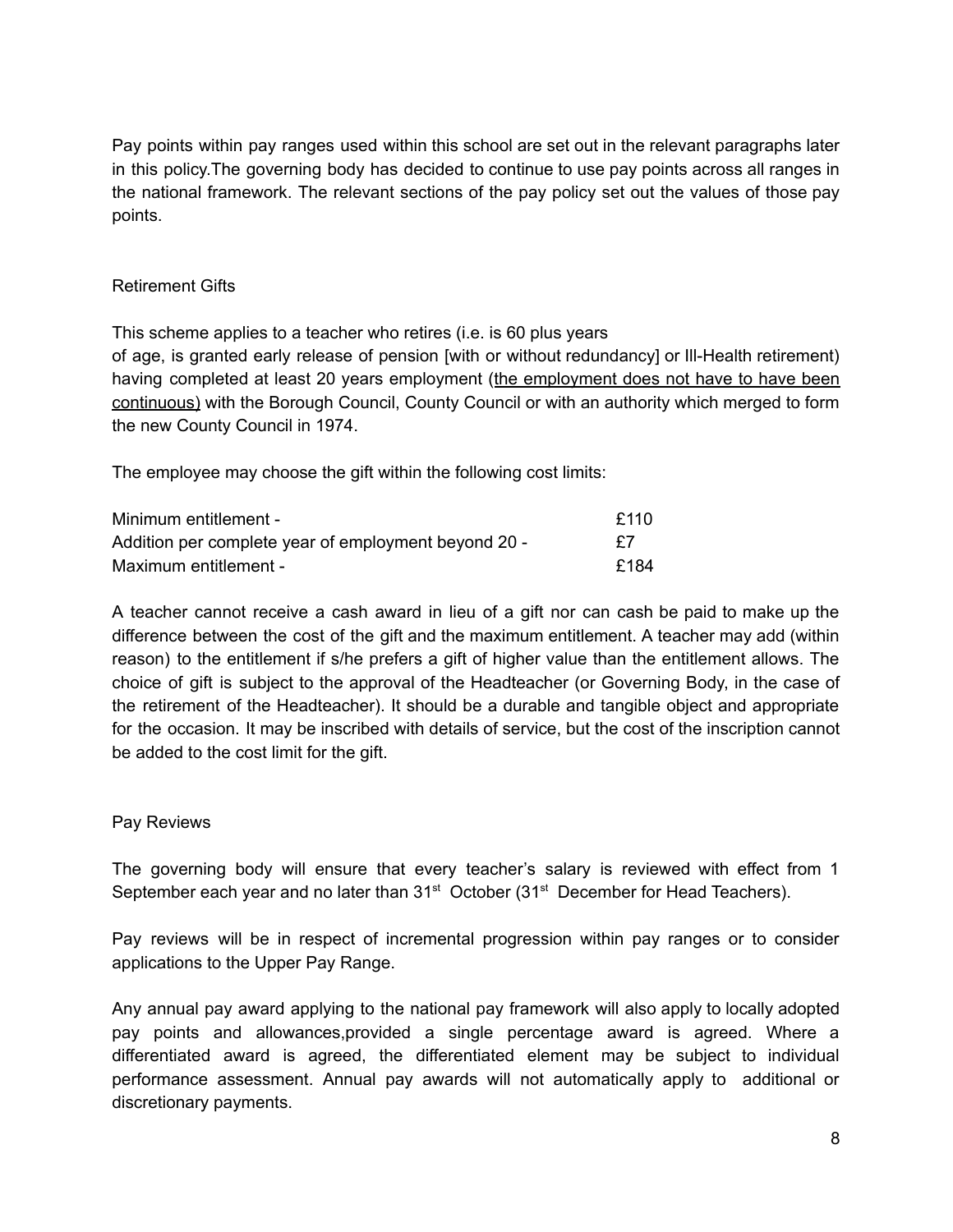Pay points within pay ranges used within this school are set out in the relevant paragraphs later in this policy.The governing body has decided to continue to use pay points across all ranges in the national framework. The relevant sections of the pay policy set out the values of those pay points.

## Retirement Gifts

This scheme applies to a teacher who retires (i.e. is 60 plus years of age, is granted early release of pension [with or without redundancy] or Ill-Health retirement) having completed at least 20 years employment (<u>the employment does not have to have been continuous</u>) with the Borough Council, County Council or with an authority which merged to form the new County Council in 1974.

The employee may choose the gift within the following cost limits:

| | |
|---|---|
| Minimum entitlement - | £110 |
| Addition per complete year of employment beyond 20 - | £7 |
| Maximum entitlement - | £184 |

A teacher cannot receive a cash award in lieu of a gift nor can cash be paid to make up the difference between the cost of the gift and the maximum entitlement. A teacher may add (within reason) to the entitlement if s/he prefers a gift of higher value than the entitlement allows. The choice of gift is subject to the approval of the Headteacher (or Governing Body, in the case of the retirement of the Headteacher). It should be a durable and tangible object and appropriate for the occasion. It may be inscribed with details of service, but the cost of the inscription cannot be added to the cost limit for the gift.

## Pay Reviews

The governing body will ensure that every teacher's salary is reviewed with effect from 1 September each year and no later than 31st October (31st December for Head Teachers).

Pay reviews will be in respect of incremental progression within pay ranges or to consider applications to the Upper Pay Range.

Any annual pay award applying to the national pay framework will also apply to locally adopted pay points and allowances,provided a single percentage award is agreed. Where a differentiated award is agreed, the differentiated element may be subject to individual performance assessment. Annual pay awards will not automatically apply to additional or discretionary payments.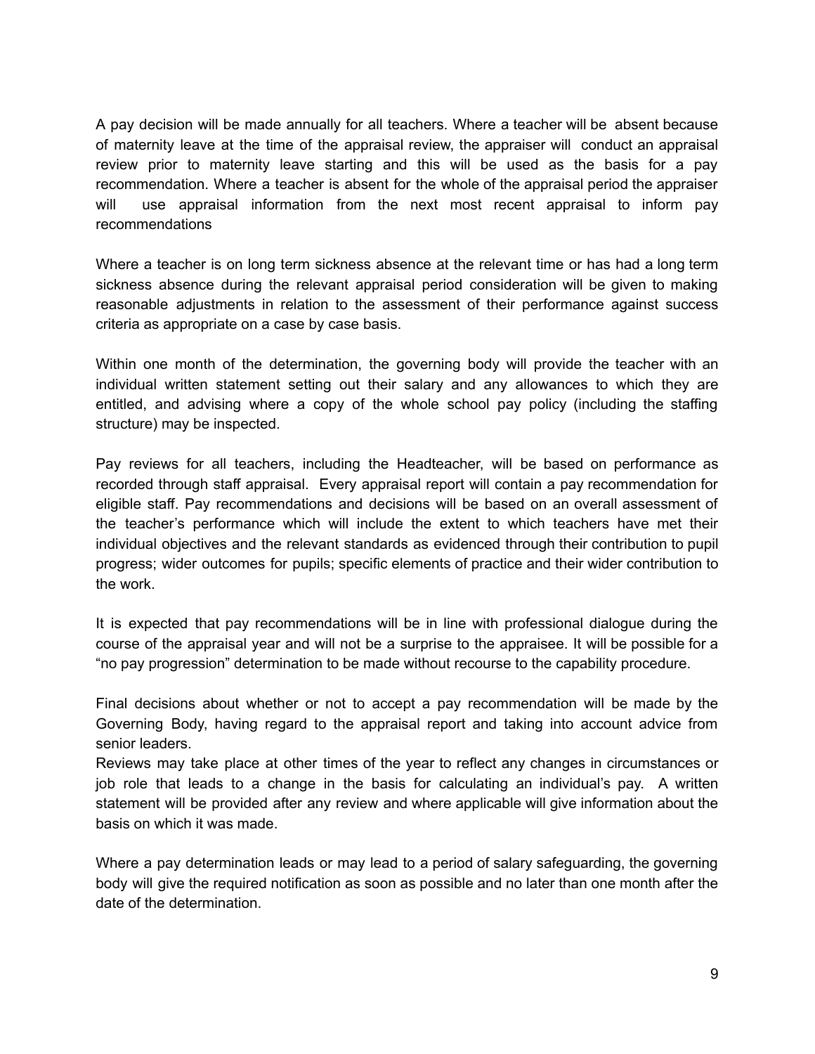A pay decision will be made annually for all teachers. Where a teacher will be absent because of maternity leave at the time of the appraisal review, the appraiser will conduct an appraisal review prior to maternity leave starting and this will be used as the basis for a pay recommendation. Where a teacher is absent for the whole of the appraisal period the appraiser will use appraisal information from the next most recent appraisal to inform pay recommendations

Where a teacher is on long term sickness absence at the relevant time or has had a long term sickness absence during the relevant appraisal period consideration will be given to making reasonable adjustments in relation to the assessment of their performance against success criteria as appropriate on a case by case basis.

Within one month of the determination, the governing body will provide the teacher with an individual written statement setting out their salary and any allowances to which they are entitled, and advising where a copy of the whole school pay policy (including the staffing structure) may be inspected.

Pay reviews for all teachers, including the Headteacher, will be based on performance as recorded through staff appraisal. Every appraisal report will contain a pay recommendation for eligible staff. Pay recommendations and decisions will be based on an overall assessment of the teacher's performance which will include the extent to which teachers have met their individual objectives and the relevant standards as evidenced through their contribution to pupil progress; wider outcomes for pupils; specific elements of practice and their wider contribution to the work.

It is expected that pay recommendations will be in line with professional dialogue during the course of the appraisal year and will not be a surprise to the appraisee. It will be possible for a "no pay progression" determination to be made without recourse to the capability procedure.

Final decisions about whether or not to accept a pay recommendation will be made by the Governing Body, having regard to the appraisal report and taking into account advice from senior leaders.
Reviews may take place at other times of the year to reflect any changes in circumstances or job role that leads to a change in the basis for calculating an individual's pay. A written statement will be provided after any review and where applicable will give information about the basis on which it was made.

Where a pay determination leads or may lead to a period of salary safeguarding, the governing body will give the required notification as soon as possible and no later than one month after the date of the determination.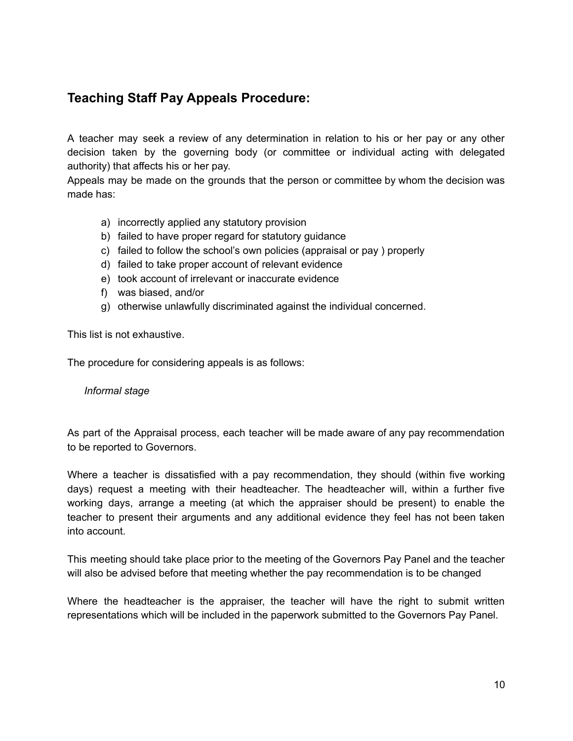## Teaching Staff Pay Appeals Procedure:

A teacher may seek a review of any determination in relation to his or her pay or any other decision taken by the governing body (or committee or individual acting with delegated authority) that affects his or her pay.
Appeals may be made on the grounds that the person or committee by whom the decision was made has:

a) incorrectly applied any statutory provision
b) failed to have proper regard for statutory guidance
c) failed to follow the school's own policies (appraisal or pay ) properly
d) failed to take proper account of relevant evidence
e) took account of irrelevant or inaccurate evidence
f) was biased, and/or
g) otherwise unlawfully discriminated against the individual concerned.

This list is not exhaustive.

The procedure for considering appeals is as follows:

*Informal stage*

As part of the Appraisal process, each teacher will be made aware of any pay recommendation to be reported to Governors.

Where a teacher is dissatisfied with a pay recommendation, they should (within five working days) request a meeting with their headteacher. The headteacher will, within a further five working days, arrange a meeting (at which the appraiser should be present) to enable the teacher to present their arguments and any additional evidence they feel has not been taken into account.

This meeting should take place prior to the meeting of the Governors Pay Panel and the teacher will also be advised before that meeting whether the pay recommendation is to be changed

Where the headteacher is the appraiser, the teacher will have the right to submit written representations which will be included in the paperwork submitted to the Governors Pay Panel.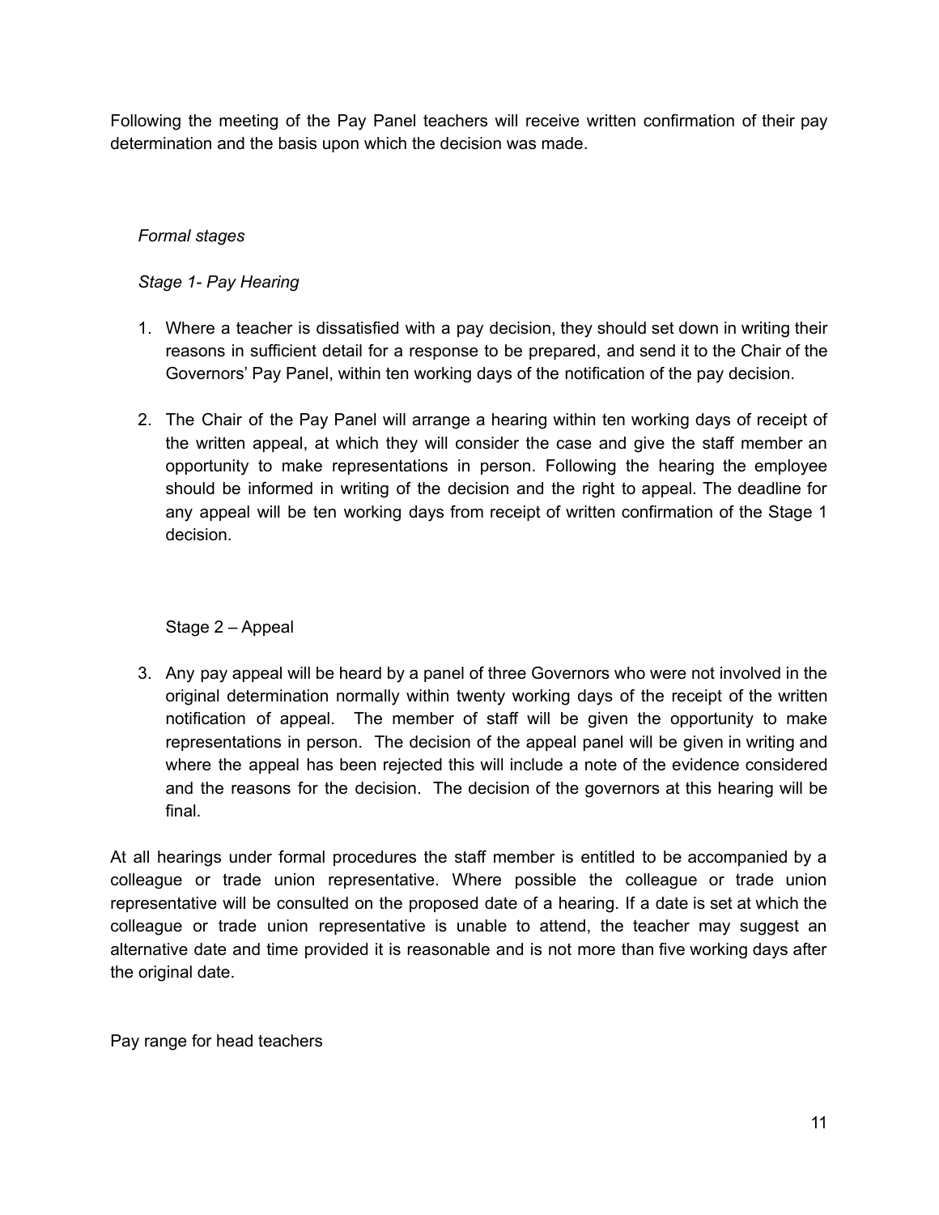Following the meeting of the Pay Panel teachers will receive written confirmation of their pay determination and the basis upon which the decision was made.

*Formal stages*

*Stage 1- Pay Hearing*

1. Where a teacher is dissatisfied with a pay decision, they should set down in writing their reasons in sufficient detail for a response to be prepared, and send it to the Chair of the Governors' Pay Panel, within ten working days of the notification of the pay decision.

2. The Chair of the Pay Panel will arrange a hearing within ten working days of receipt of the written appeal, at which they will consider the case and give the staff member an opportunity to make representations in person. Following the hearing the employee should be informed in writing of the decision and the right to appeal. The deadline for any appeal will be ten working days from receipt of written confirmation of the Stage 1 decision.

Stage 2 – Appeal

3. Any pay appeal will be heard by a panel of three Governors who were not involved in the original determination normally within twenty working days of the receipt of the written notification of appeal. The member of staff will be given the opportunity to make representations in person. The decision of the appeal panel will be given in writing and where the appeal has been rejected this will include a note of the evidence considered and the reasons for the decision. The decision of the governors at this hearing will be final.

At all hearings under formal procedures the staff member is entitled to be accompanied by a colleague or trade union representative. Where possible the colleague or trade union representative will be consulted on the proposed date of a hearing. If a date is set at which the colleague or trade union representative is unable to attend, the teacher may suggest an alternative date and time provided it is reasonable and is not more than five working days after the original date.

Pay range for head teachers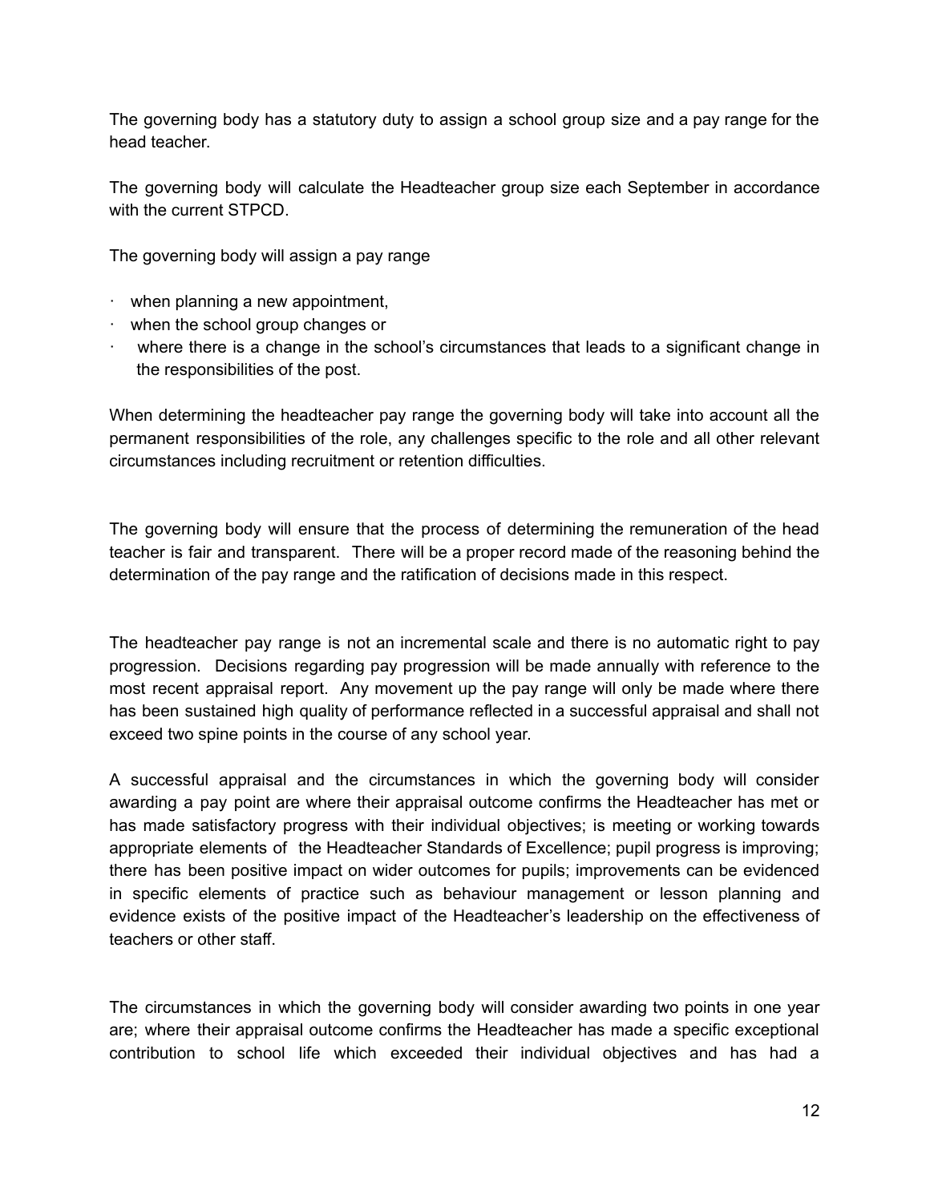The governing body has a statutory duty to assign a school group size and a pay range for the head teacher.

The governing body will calculate the Headteacher group size each September in accordance with the current STPCD.

The governing body will assign a pay range

- when planning a new appointment,
- when the school group changes or
- where there is a change in the school's circumstances that leads to a significant change in the responsibilities of the post.

When determining the headteacher pay range the governing body will take into account all the permanent responsibilities of the role, any challenges specific to the role and all other relevant circumstances including recruitment or retention difficulties.

The governing body will ensure that the process of determining the remuneration of the head teacher is fair and transparent. There will be a proper record made of the reasoning behind the determination of the pay range and the ratification of decisions made in this respect.

The headteacher pay range is not an incremental scale and there is no automatic right to pay progression. Decisions regarding pay progression will be made annually with reference to the most recent appraisal report. Any movement up the pay range will only be made where there has been sustained high quality of performance reflected in a successful appraisal and shall not exceed two spine points in the course of any school year.

A successful appraisal and the circumstances in which the governing body will consider awarding a pay point are where their appraisal outcome confirms the Headteacher has met or has made satisfactory progress with their individual objectives; is meeting or working towards appropriate elements of the Headteacher Standards of Excellence; pupil progress is improving; there has been positive impact on wider outcomes for pupils; improvements can be evidenced in specific elements of practice such as behaviour management or lesson planning and evidence exists of the positive impact of the Headteacher's leadership on the effectiveness of teachers or other staff.

The circumstances in which the governing body will consider awarding two points in one year are; where their appraisal outcome confirms the Headteacher has made a specific exceptional contribution to school life which exceeded their individual objectives and has had a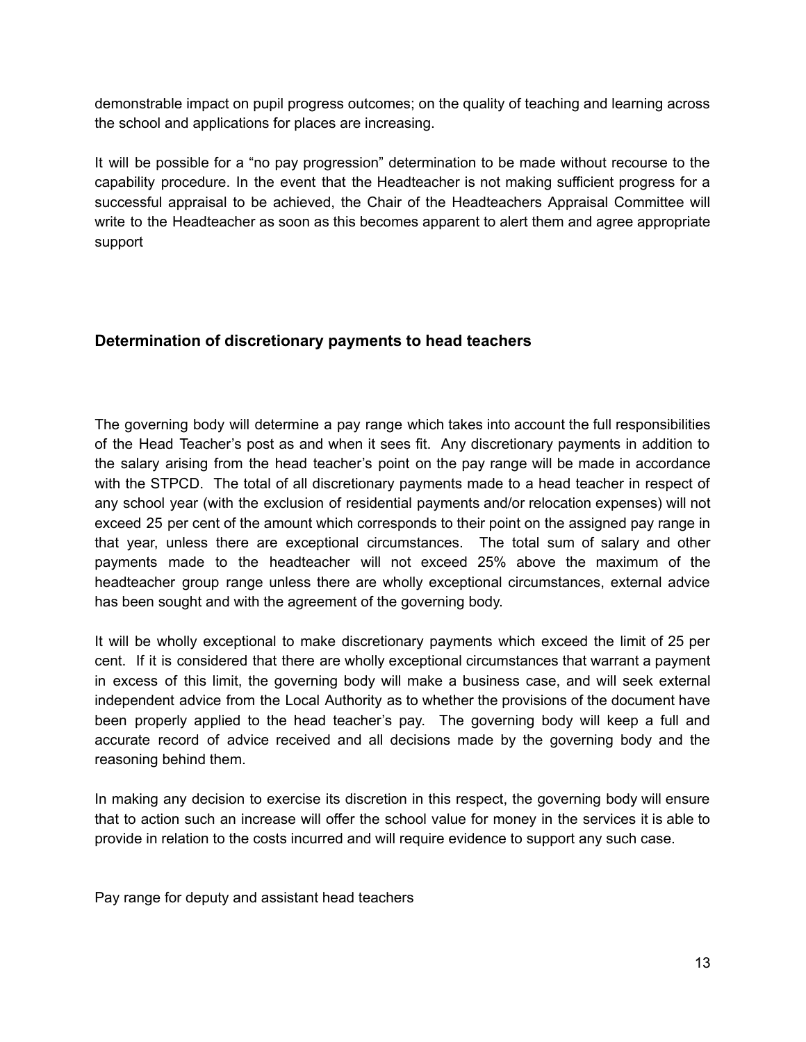demonstrable impact on pupil progress outcomes; on the quality of teaching and learning across the school and applications for places are increasing.

It will be possible for a "no pay progression" determination to be made without recourse to the capability procedure. In the event that the Headteacher is not making sufficient progress for a successful appraisal to be achieved, the Chair of the Headteachers Appraisal Committee will write to the Headteacher as soon as this becomes apparent to alert them and agree appropriate support

### Determination of discretionary payments to head teachers

The governing body will determine a pay range which takes into account the full responsibilities of the Head Teacher's post as and when it sees fit. Any discretionary payments in addition to the salary arising from the head teacher's point on the pay range will be made in accordance with the STPCD. The total of all discretionary payments made to a head teacher in respect of any school year (with the exclusion of residential payments and/or relocation expenses) will not exceed 25 per cent of the amount which corresponds to their point on the assigned pay range in that year, unless there are exceptional circumstances. The total sum of salary and other payments made to the headteacher will not exceed 25% above the maximum of the headteacher group range unless there are wholly exceptional circumstances, external advice has been sought and with the agreement of the governing body.

It will be wholly exceptional to make discretionary payments which exceed the limit of 25 per cent. If it is considered that there are wholly exceptional circumstances that warrant a payment in excess of this limit, the governing body will make a business case, and will seek external independent advice from the Local Authority as to whether the provisions of the document have been properly applied to the head teacher's pay. The governing body will keep a full and accurate record of advice received and all decisions made by the governing body and the reasoning behind them.

In making any decision to exercise its discretion in this respect, the governing body will ensure that to action such an increase will offer the school value for money in the services it is able to provide in relation to the costs incurred and will require evidence to support any such case.

Pay range for deputy and assistant head teachers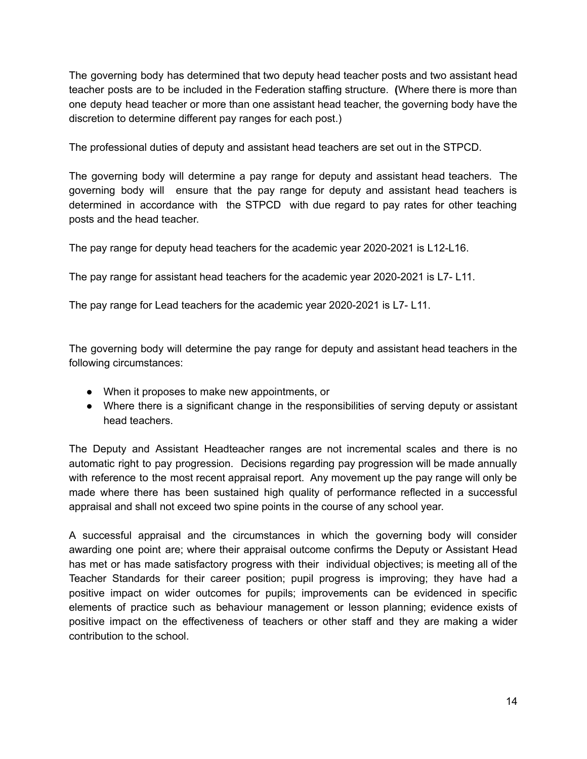The governing body has determined that two deputy head teacher posts and two assistant head teacher posts are to be included in the Federation staffing structure. **(**Where there is more than one deputy head teacher or more than one assistant head teacher, the governing body have the discretion to determine different pay ranges for each post.)

The professional duties of deputy and assistant head teachers are set out in the STPCD.

The governing body will determine a pay range for deputy and assistant head teachers. The governing body will ensure that the pay range for deputy and assistant head teachers is determined in accordance with the STPCD with due regard to pay rates for other teaching posts and the head teacher.

The pay range for deputy head teachers for the academic year 2020-2021 is L12-L16.

The pay range for assistant head teachers for the academic year 2020-2021 is L7- L11.

The pay range for Lead teachers for the academic year 2020-2021 is L7- L11.

The governing body will determine the pay range for deputy and assistant head teachers in the following circumstances:

- When it proposes to make new appointments, or
- Where there is a significant change in the responsibilities of serving deputy or assistant head teachers.

The Deputy and Assistant Headteacher ranges are not incremental scales and there is no automatic right to pay progression. Decisions regarding pay progression will be made annually with reference to the most recent appraisal report. Any movement up the pay range will only be made where there has been sustained high quality of performance reflected in a successful appraisal and shall not exceed two spine points in the course of any school year.

A successful appraisal and the circumstances in which the governing body will consider awarding one point are; where their appraisal outcome confirms the Deputy or Assistant Head has met or has made satisfactory progress with their individual objectives; is meeting all of the Teacher Standards for their career position; pupil progress is improving; they have had a positive impact on wider outcomes for pupils; improvements can be evidenced in specific elements of practice such as behaviour management or lesson planning; evidence exists of positive impact on the effectiveness of teachers or other staff and they are making a wider contribution to the school.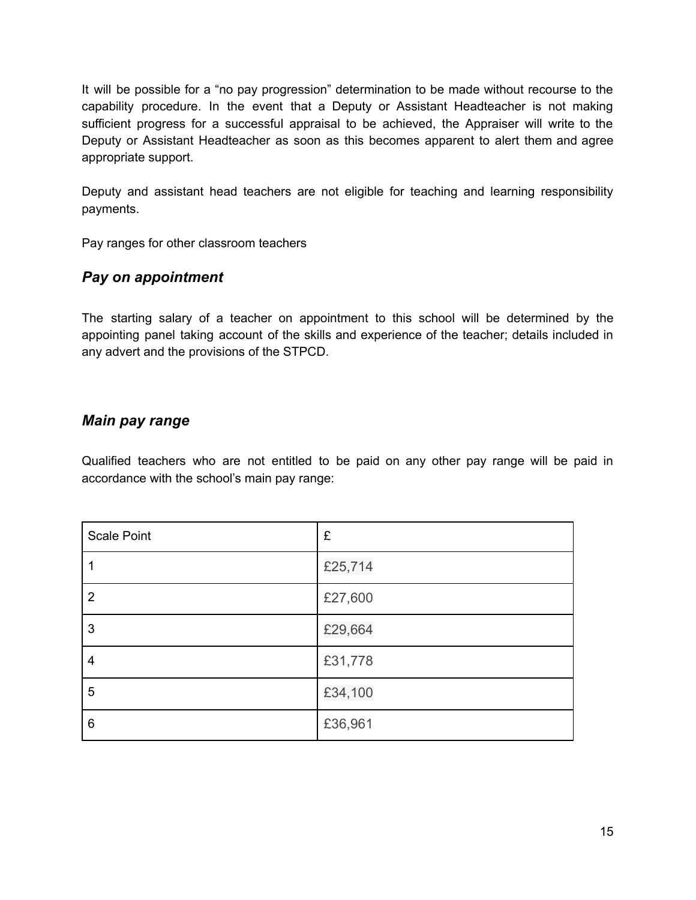It will be possible for a "no pay progression" determination to be made without recourse to the capability procedure. In the event that a Deputy or Assistant Headteacher is not making sufficient progress for a successful appraisal to be achieved, the Appraiser will write to the Deputy or Assistant Headteacher as soon as this becomes apparent to alert them and agree appropriate support.

Deputy and assistant head teachers are not eligible for teaching and learning responsibility payments.

Pay ranges for other classroom teachers

### *Pay on appointment*

The starting salary of a teacher on appointment to this school will be determined by the appointing panel taking account of the skills and experience of the teacher; details included in any advert and the provisions of the STPCD.

### *Main pay range*

Qualified teachers who are not entitled to be paid on any other pay range will be paid in accordance with the school's main pay range:

| Scale Point | £ |
|---|---|
| 1 | £25,714 |
| 2 | £27,600 |
| 3 | £29,664 |
| 4 | £31,778 |
| 5 | £34,100 |
| 6 | £36,961 |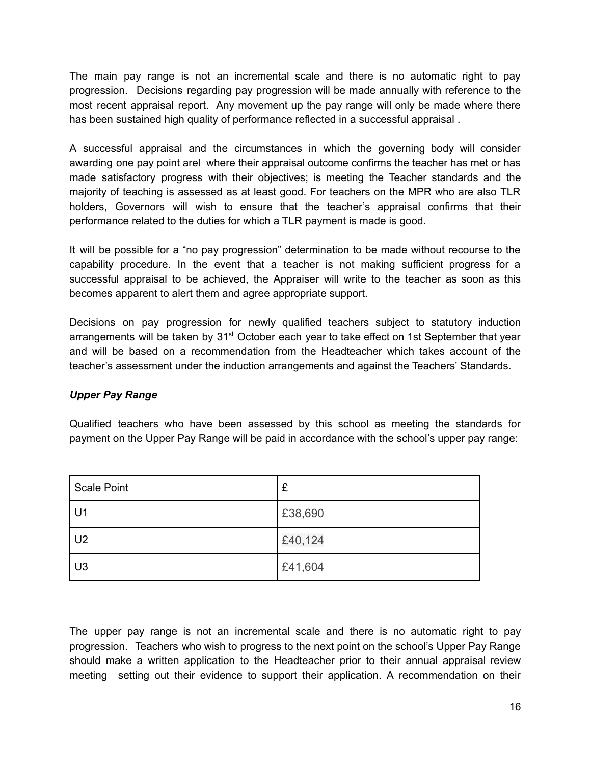The main pay range is not an incremental scale and there is no automatic right to pay progression. Decisions regarding pay progression will be made annually with reference to the most recent appraisal report. Any movement up the pay range will only be made where there has been sustained high quality of performance reflected in a successful appraisal .

A successful appraisal and the circumstances in which the governing body will consider awarding one pay point arel where their appraisal outcome confirms the teacher has met or has made satisfactory progress with their objectives; is meeting the Teacher standards and the majority of teaching is assessed as at least good. For teachers on the MPR who are also TLR holders, Governors will wish to ensure that the teacher's appraisal confirms that their performance related to the duties for which a TLR payment is made is good.

It will be possible for a "no pay progression" determination to be made without recourse to the capability procedure. In the event that a teacher is not making sufficient progress for a successful appraisal to be achieved, the Appraiser will write to the teacher as soon as this becomes apparent to alert them and agree appropriate support.

Decisions on pay progression for newly qualified teachers subject to statutory induction arrangements will be taken by 31st October each year to take effect on 1st September that year and will be based on a recommendation from the Headteacher which takes account of the teacher's assessment under the induction arrangements and against the Teachers' Standards.

***Upper Pay Range***

Qualified teachers who have been assessed by this school as meeting the standards for payment on the Upper Pay Range will be paid in accordance with the school's upper pay range:

| Scale Point | £ |
|---|---|
| U1 | £38,690 |
| U2 | £40,124 |
| U3 | £41,604 |

The upper pay range is not an incremental scale and there is no automatic right to pay progression. Teachers who wish to progress to the next point on the school's Upper Pay Range should make a written application to the Headteacher prior to their annual appraisal review meeting setting out their evidence to support their application. A recommendation on their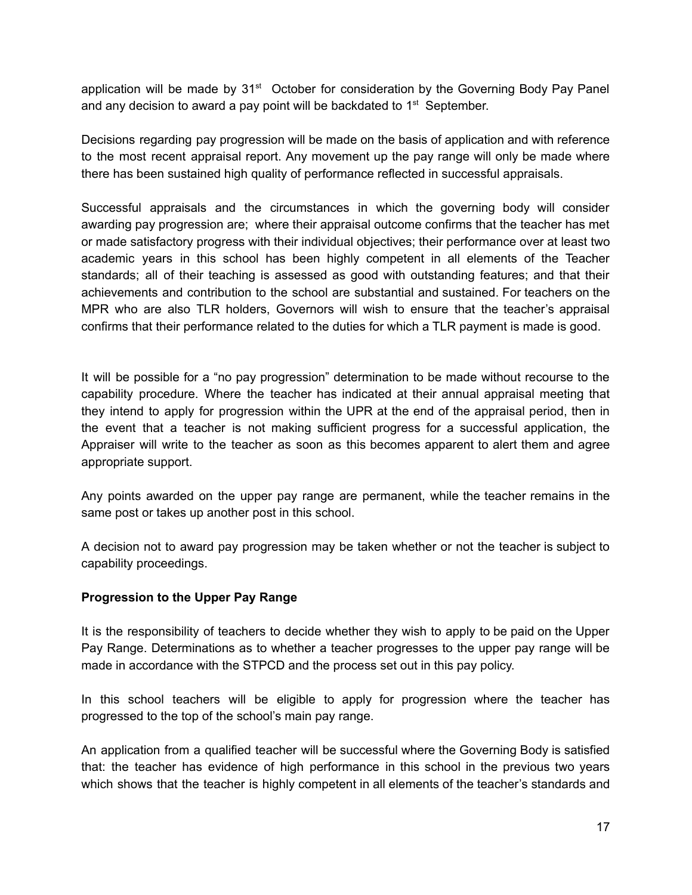application will be made by 31st October for consideration by the Governing Body Pay Panel and any decision to award a pay point will be backdated to 1st September.

Decisions regarding pay progression will be made on the basis of application and with reference to the most recent appraisal report. Any movement up the pay range will only be made where there has been sustained high quality of performance reflected in successful appraisals.

Successful appraisals and the circumstances in which the governing body will consider awarding pay progression are; where their appraisal outcome confirms that the teacher has met or made satisfactory progress with their individual objectives; their performance over at least two academic years in this school has been highly competent in all elements of the Teacher standards; all of their teaching is assessed as good with outstanding features; and that their achievements and contribution to the school are substantial and sustained. For teachers on the MPR who are also TLR holders, Governors will wish to ensure that the teacher's appraisal confirms that their performance related to the duties for which a TLR payment is made is good.

It will be possible for a "no pay progression" determination to be made without recourse to the capability procedure. Where the teacher has indicated at their annual appraisal meeting that they intend to apply for progression within the UPR at the end of the appraisal period, then in the event that a teacher is not making sufficient progress for a successful application, the Appraiser will write to the teacher as soon as this becomes apparent to alert them and agree appropriate support.

Any points awarded on the upper pay range are permanent, while the teacher remains in the same post or takes up another post in this school.

A decision not to award pay progression may be taken whether or not the teacher is subject to capability proceedings.

**Progression to the Upper Pay Range**

It is the responsibility of teachers to decide whether they wish to apply to be paid on the Upper Pay Range. Determinations as to whether a teacher progresses to the upper pay range will be made in accordance with the STPCD and the process set out in this pay policy.

In this school teachers will be eligible to apply for progression where the teacher has progressed to the top of the school's main pay range.

An application from a qualified teacher will be successful where the Governing Body is satisfied that: the teacher has evidence of high performance in this school in the previous two years which shows that the teacher is highly competent in all elements of the teacher's standards and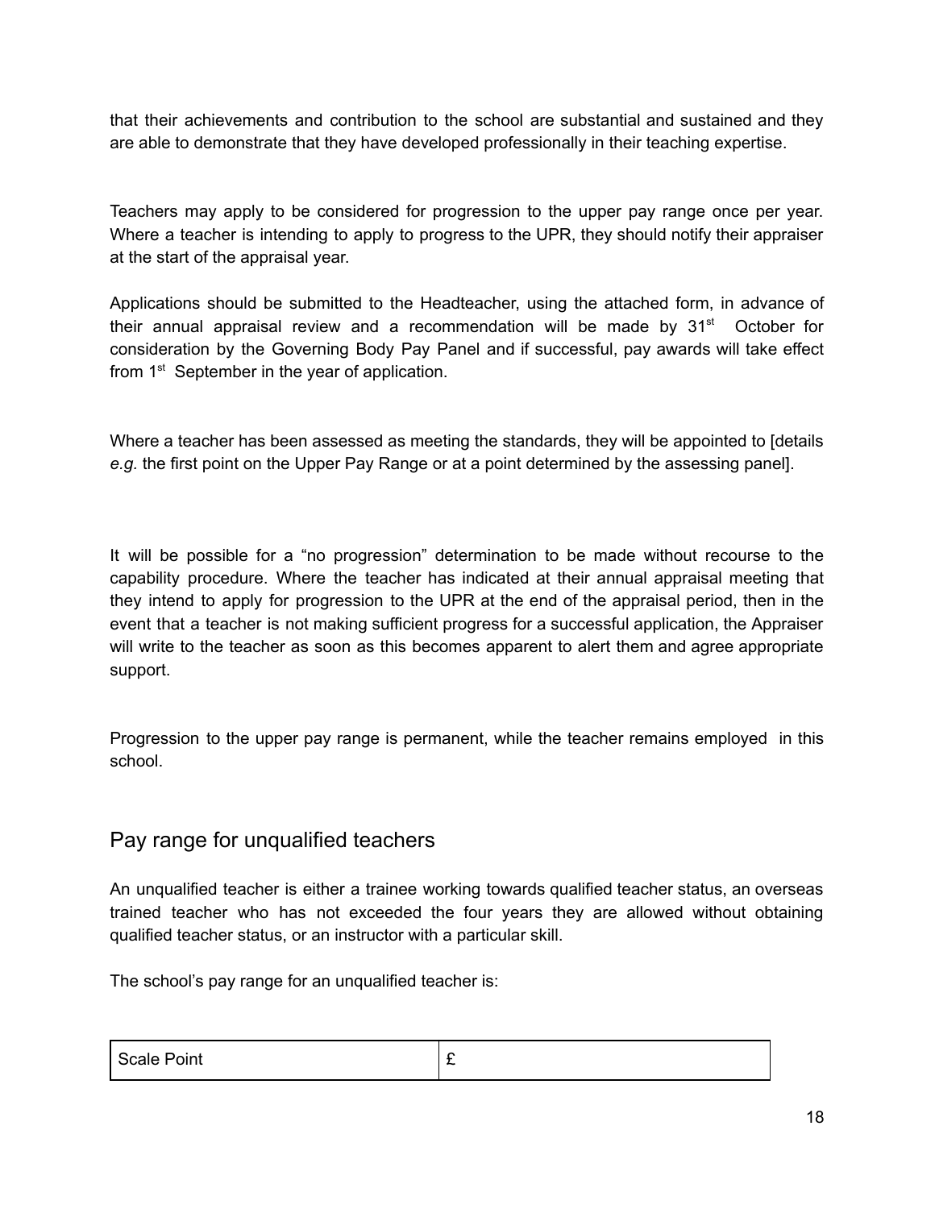that their achievements and contribution to the school are substantial and sustained and they are able to demonstrate that they have developed professionally in their teaching expertise.

Teachers may apply to be considered for progression to the upper pay range once per year. Where a teacher is intending to apply to progress to the UPR, they should notify their appraiser at the start of the appraisal year.

Applications should be submitted to the Headteacher, using the attached form, in advance of their annual appraisal review and a recommendation will be made by 31st October for consideration by the Governing Body Pay Panel and if successful, pay awards will take effect from 1st September in the year of application.

Where a teacher has been assessed as meeting the standards, they will be appointed to [details *e.g.* the first point on the Upper Pay Range or at a point determined by the assessing panel].

It will be possible for a "no progression" determination to be made without recourse to the capability procedure. Where the teacher has indicated at their annual appraisal meeting that they intend to apply for progression to the UPR at the end of the appraisal period, then in the event that a teacher is not making sufficient progress for a successful application, the Appraiser will write to the teacher as soon as this becomes apparent to alert them and agree appropriate support.

Progression to the upper pay range is permanent, while the teacher remains employed in this school.

## Pay range for unqualified teachers

An unqualified teacher is either a trainee working towards qualified teacher status, an overseas trained teacher who has not exceeded the four years they are allowed without obtaining qualified teacher status, or an instructor with a particular skill.

The school's pay range for an unqualified teacher is:

| Scale Point | £ |
|---|---|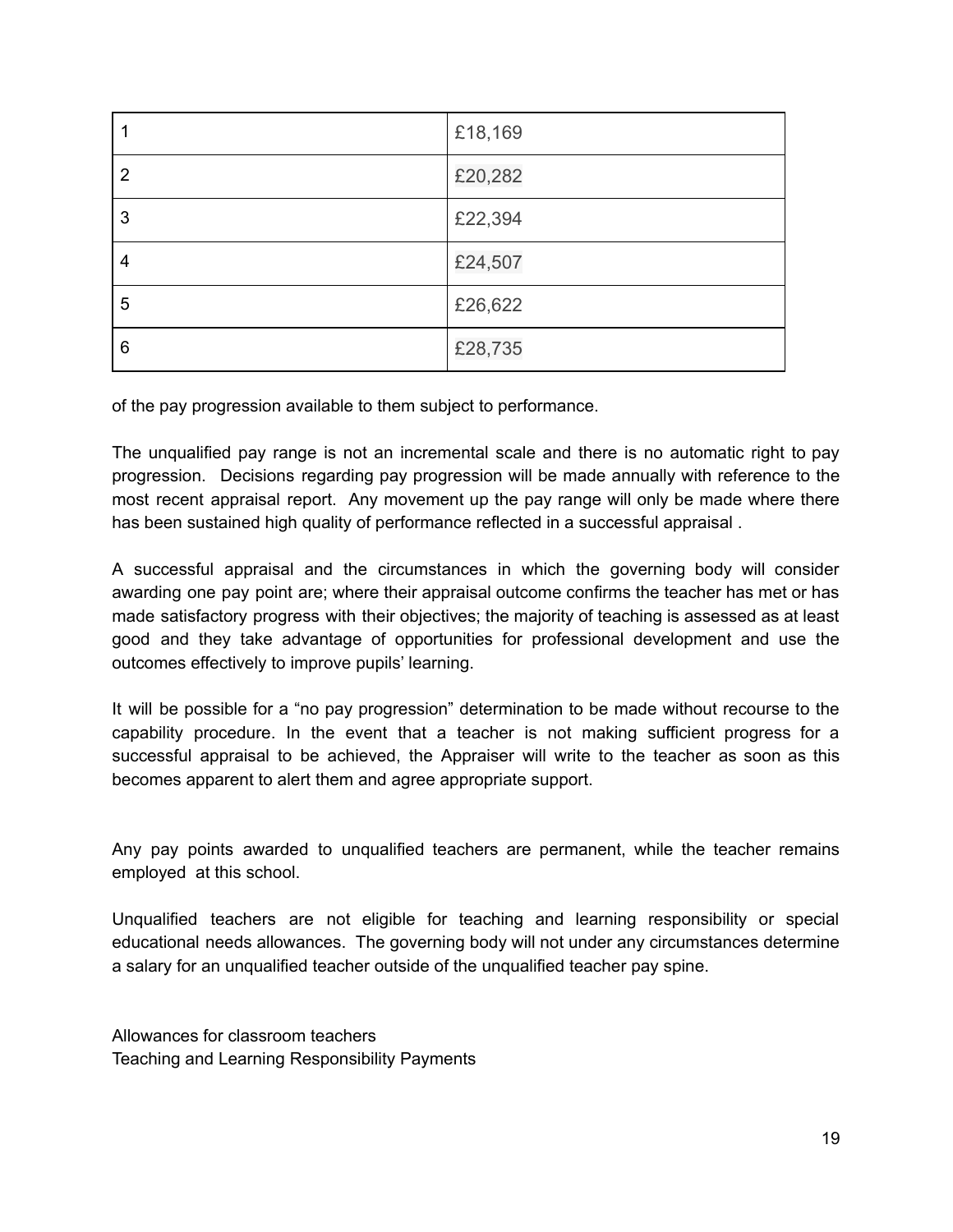| | |
|---|---|
| 1 | £18,169 |
| 2 | £20,282 |
| 3 | £22,394 |
| 4 | £24,507 |
| 5 | £26,622 |
| 6 | £28,735 |

of the pay progression available to them subject to performance.

The unqualified pay range is not an incremental scale and there is no automatic right to pay progression. Decisions regarding pay progression will be made annually with reference to the most recent appraisal report. Any movement up the pay range will only be made where there has been sustained high quality of performance reflected in a successful appraisal .

A successful appraisal and the circumstances in which the governing body will consider awarding one pay point are; where their appraisal outcome confirms the teacher has met or has made satisfactory progress with their objectives; the majority of teaching is assessed as at least good and they take advantage of opportunities for professional development and use the outcomes effectively to improve pupils' learning.

It will be possible for a "no pay progression" determination to be made without recourse to the capability procedure. In the event that a teacher is not making sufficient progress for a successful appraisal to be achieved, the Appraiser will write to the teacher as soon as this becomes apparent to alert them and agree appropriate support.

Any pay points awarded to unqualified teachers are permanent, while the teacher remains employed at this school.

Unqualified teachers are not eligible for teaching and learning responsibility or special educational needs allowances. The governing body will not under any circumstances determine a salary for an unqualified teacher outside of the unqualified teacher pay spine.

Allowances for classroom teachers

Teaching and Learning Responsibility Payments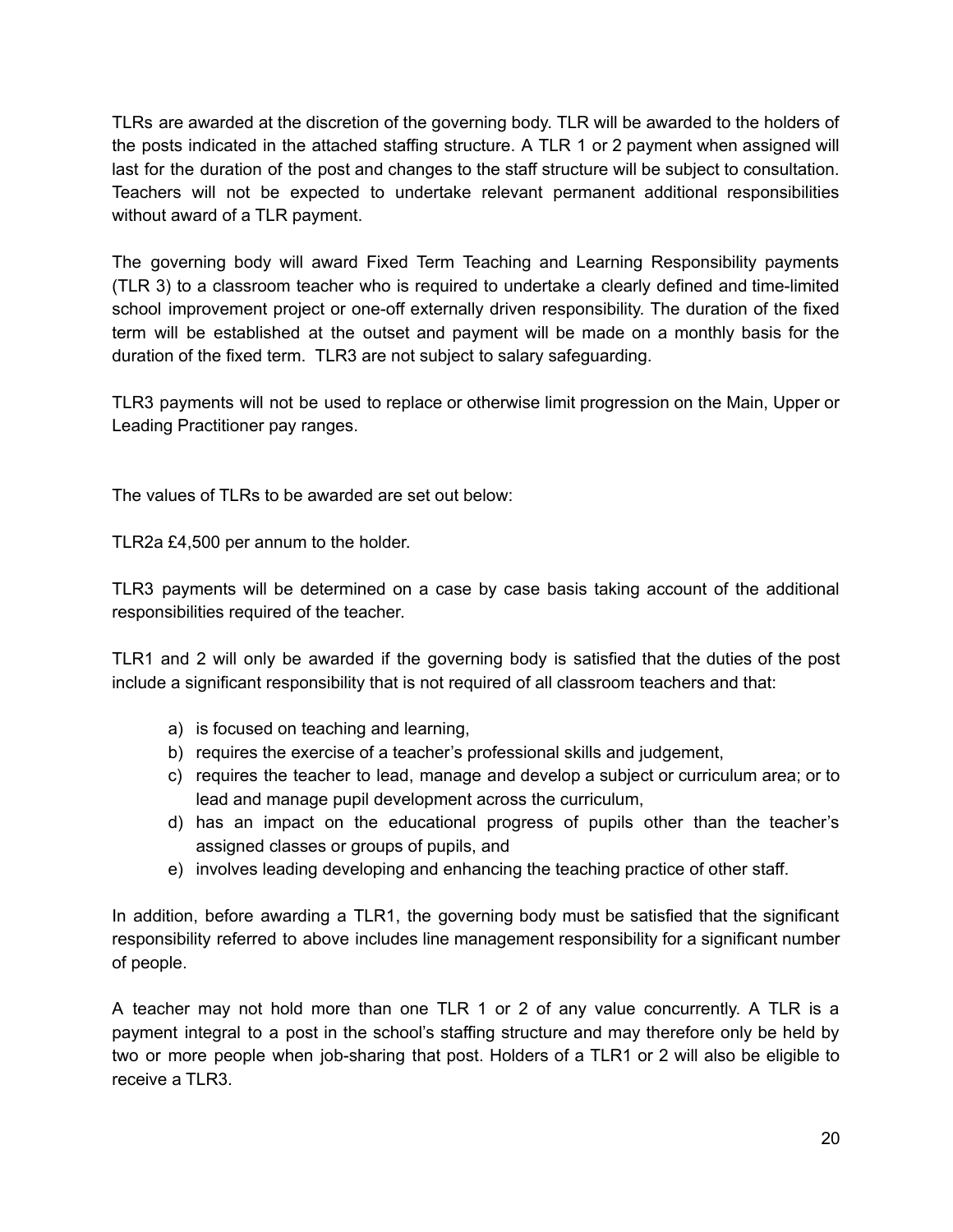TLRs are awarded at the discretion of the governing body. TLR will be awarded to the holders of the posts indicated in the attached staffing structure. A TLR 1 or 2 payment when assigned will last for the duration of the post and changes to the staff structure will be subject to consultation. Teachers will not be expected to undertake relevant permanent additional responsibilities without award of a TLR payment.

The governing body will award Fixed Term Teaching and Learning Responsibility payments (TLR 3) to a classroom teacher who is required to undertake a clearly defined and time-limited school improvement project or one-off externally driven responsibility. The duration of the fixed term will be established at the outset and payment will be made on a monthly basis for the duration of the fixed term. TLR3 are not subject to salary safeguarding.

TLR3 payments will not be used to replace or otherwise limit progression on the Main, Upper or Leading Practitioner pay ranges.

The values of TLRs to be awarded are set out below:

TLR2a £4,500 per annum to the holder.

TLR3 payments will be determined on a case by case basis taking account of the additional responsibilities required of the teacher.

TLR1 and 2 will only be awarded if the governing body is satisfied that the duties of the post include a significant responsibility that is not required of all classroom teachers and that:

a) is focused on teaching and learning,
b) requires the exercise of a teacher's professional skills and judgement,
c) requires the teacher to lead, manage and develop a subject or curriculum area; or to lead and manage pupil development across the curriculum,
d) has an impact on the educational progress of pupils other than the teacher's assigned classes or groups of pupils, and
e) involves leading developing and enhancing the teaching practice of other staff.

In addition, before awarding a TLR1, the governing body must be satisfied that the significant responsibility referred to above includes line management responsibility for a significant number of people.

A teacher may not hold more than one TLR 1 or 2 of any value concurrently. A TLR is a payment integral to a post in the school's staffing structure and may therefore only be held by two or more people when job-sharing that post. Holders of a TLR1 or 2 will also be eligible to receive a TLR3.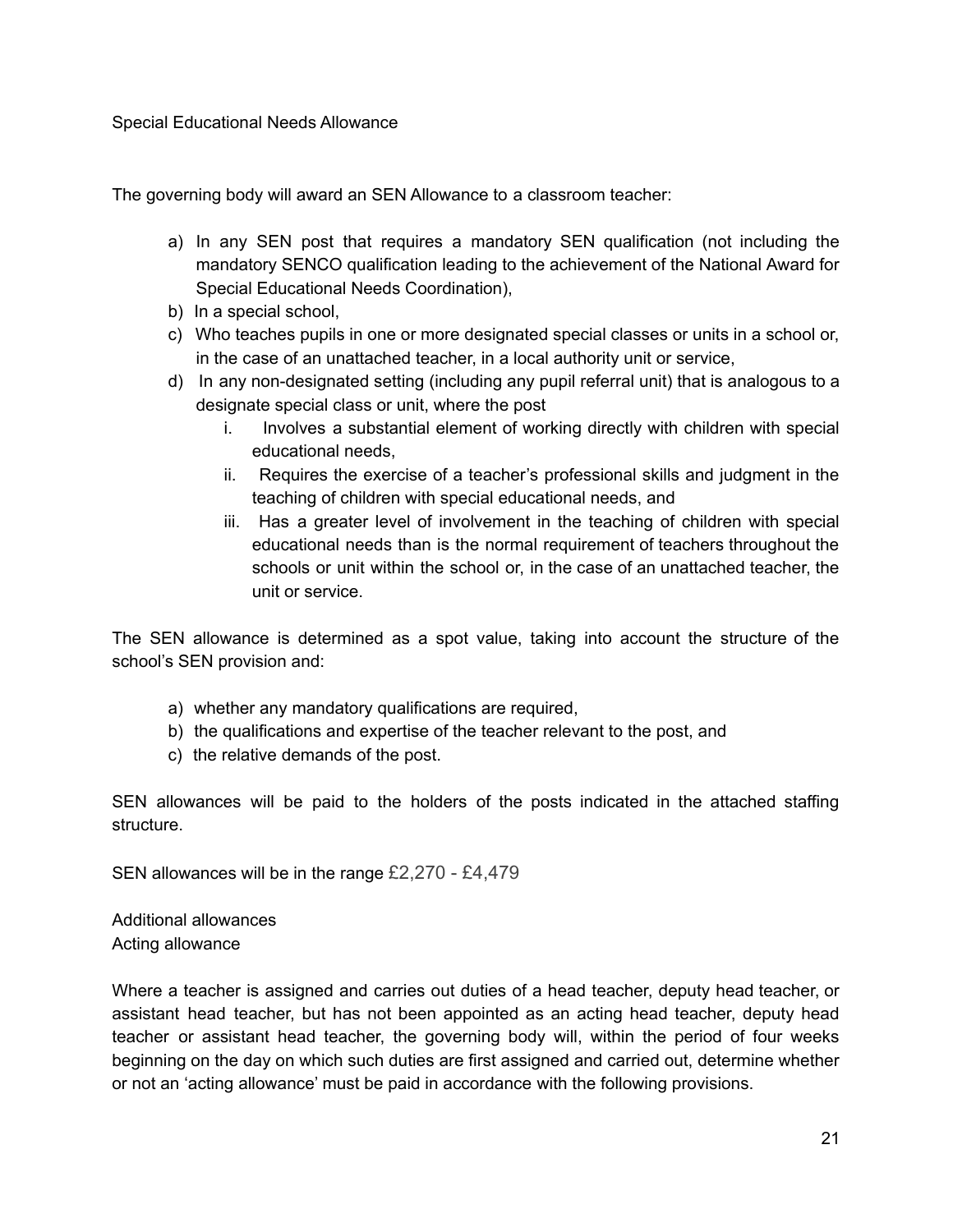## Special Educational Needs Allowance

The governing body will award an SEN Allowance to a classroom teacher:

a) In any SEN post that requires a mandatory SEN qualification (not including the mandatory SENCO qualification leading to the achievement of the National Award for Special Educational Needs Coordination),
b) In a special school,
c) Who teaches pupils in one or more designated special classes or units in a school or, in the case of an unattached teacher, in a local authority unit or service,
d) In any non-designated setting (including any pupil referral unit) that is analogous to a designate special class or unit, where the post
    i. Involves a substantial element of working directly with children with special educational needs,
    ii. Requires the exercise of a teacher's professional skills and judgment in the teaching of children with special educational needs, and
    iii. Has a greater level of involvement in the teaching of children with special educational needs than is the normal requirement of teachers throughout the schools or unit within the school or, in the case of an unattached teacher, the unit or service.

The SEN allowance is determined as a spot value, taking into account the structure of the school's SEN provision and:

a) whether any mandatory qualifications are required,
b) the qualifications and expertise of the teacher relevant to the post, and
c) the relative demands of the post.

SEN allowances will be paid to the holders of the posts indicated in the attached staffing structure.

SEN allowances will be in the range £2,270 - £4,479

## Additional allowances

### Acting allowance

Where a teacher is assigned and carries out duties of a head teacher, deputy head teacher, or assistant head teacher, but has not been appointed as an acting head teacher, deputy head teacher or assistant head teacher, the governing body will, within the period of four weeks beginning on the day on which such duties are first assigned and carried out, determine whether or not an 'acting allowance' must be paid in accordance with the following provisions.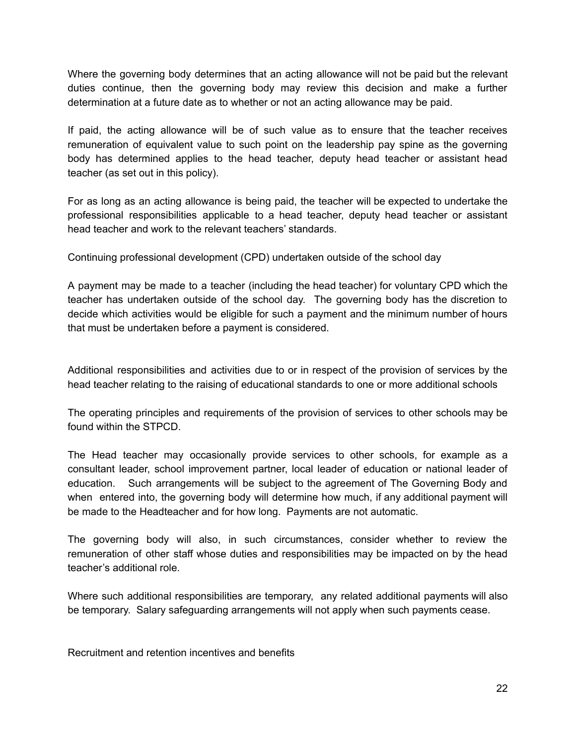Where the governing body determines that an acting allowance will not be paid but the relevant duties continue, then the governing body may review this decision and make a further determination at a future date as to whether or not an acting allowance may be paid.

If paid, the acting allowance will be of such value as to ensure that the teacher receives remuneration of equivalent value to such point on the leadership pay spine as the governing body has determined applies to the head teacher, deputy head teacher or assistant head teacher (as set out in this policy).

For as long as an acting allowance is being paid, the teacher will be expected to undertake the professional responsibilities applicable to a head teacher, deputy head teacher or assistant head teacher and work to the relevant teachers' standards.

Continuing professional development (CPD) undertaken outside of the school day

A payment may be made to a teacher (including the head teacher) for voluntary CPD which the teacher has undertaken outside of the school day. The governing body has the discretion to decide which activities would be eligible for such a payment and the minimum number of hours that must be undertaken before a payment is considered.

Additional responsibilities and activities due to or in respect of the provision of services by the head teacher relating to the raising of educational standards to one or more additional schools

The operating principles and requirements of the provision of services to other schools may be found within the STPCD.

The Head teacher may occasionally provide services to other schools, for example as a consultant leader, school improvement partner, local leader of education or national leader of education. Such arrangements will be subject to the agreement of The Governing Body and when entered into, the governing body will determine how much, if any additional payment will be made to the Headteacher and for how long. Payments are not automatic.

The governing body will also, in such circumstances, consider whether to review the remuneration of other staff whose duties and responsibilities may be impacted on by the head teacher's additional role.

Where such additional responsibilities are temporary, any related additional payments will also be temporary. Salary safeguarding arrangements will not apply when such payments cease.

Recruitment and retention incentives and benefits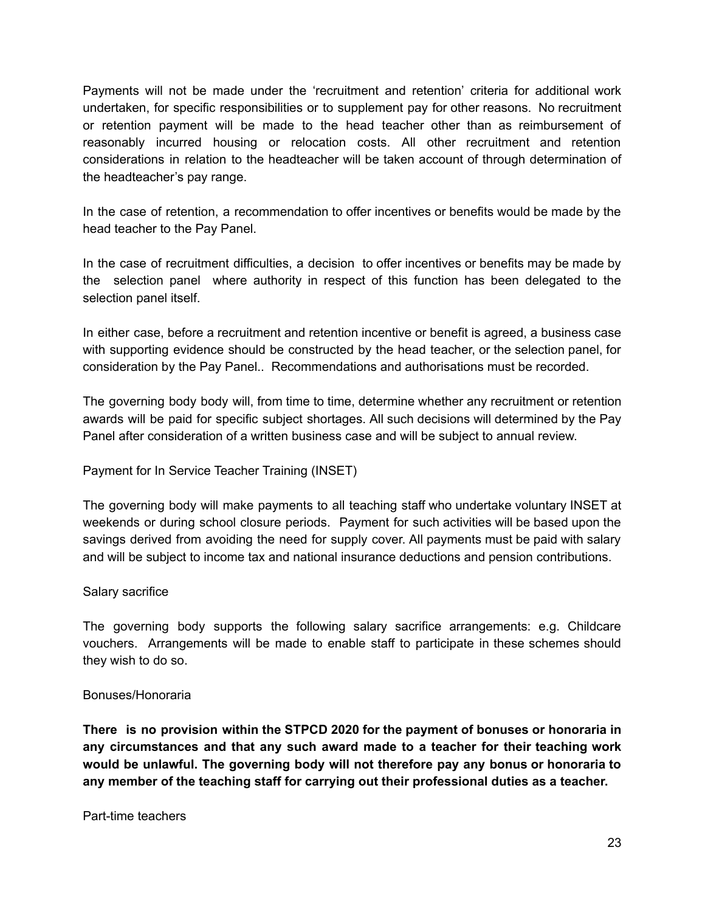Payments will not be made under the 'recruitment and retention' criteria for additional work undertaken, for specific responsibilities or to supplement pay for other reasons. No recruitment or retention payment will be made to the head teacher other than as reimbursement of reasonably incurred housing or relocation costs. All other recruitment and retention considerations in relation to the headteacher will be taken account of through determination of the headteacher's pay range.

In the case of retention, a recommendation to offer incentives or benefits would be made by the head teacher to the Pay Panel.

In the case of recruitment difficulties, a decision to offer incentives or benefits may be made by the selection panel where authority in respect of this function has been delegated to the selection panel itself.

In either case, before a recruitment and retention incentive or benefit is agreed, a business case with supporting evidence should be constructed by the head teacher, or the selection panel, for consideration by the Pay Panel.. Recommendations and authorisations must be recorded.

The governing body body will, from time to time, determine whether any recruitment or retention awards will be paid for specific subject shortages. All such decisions will determined by the Pay Panel after consideration of a written business case and will be subject to annual review.

Payment for In Service Teacher Training (INSET)

The governing body will make payments to all teaching staff who undertake voluntary INSET at weekends or during school closure periods. Payment for such activities will be based upon the savings derived from avoiding the need for supply cover. All payments must be paid with salary and will be subject to income tax and national insurance deductions and pension contributions.

Salary sacrifice

The governing body supports the following salary sacrifice arrangements: e.g. Childcare vouchers. Arrangements will be made to enable staff to participate in these schemes should they wish to do so.

Bonuses/Honoraria

**There is no provision within the STPCD 2020 for the payment of bonuses or honoraria in any circumstances and that any such award made to a teacher for their teaching work would be unlawful. The governing body will not therefore pay any bonus or honoraria to any member of the teaching staff for carrying out their professional duties as a teacher.**

Part-time teachers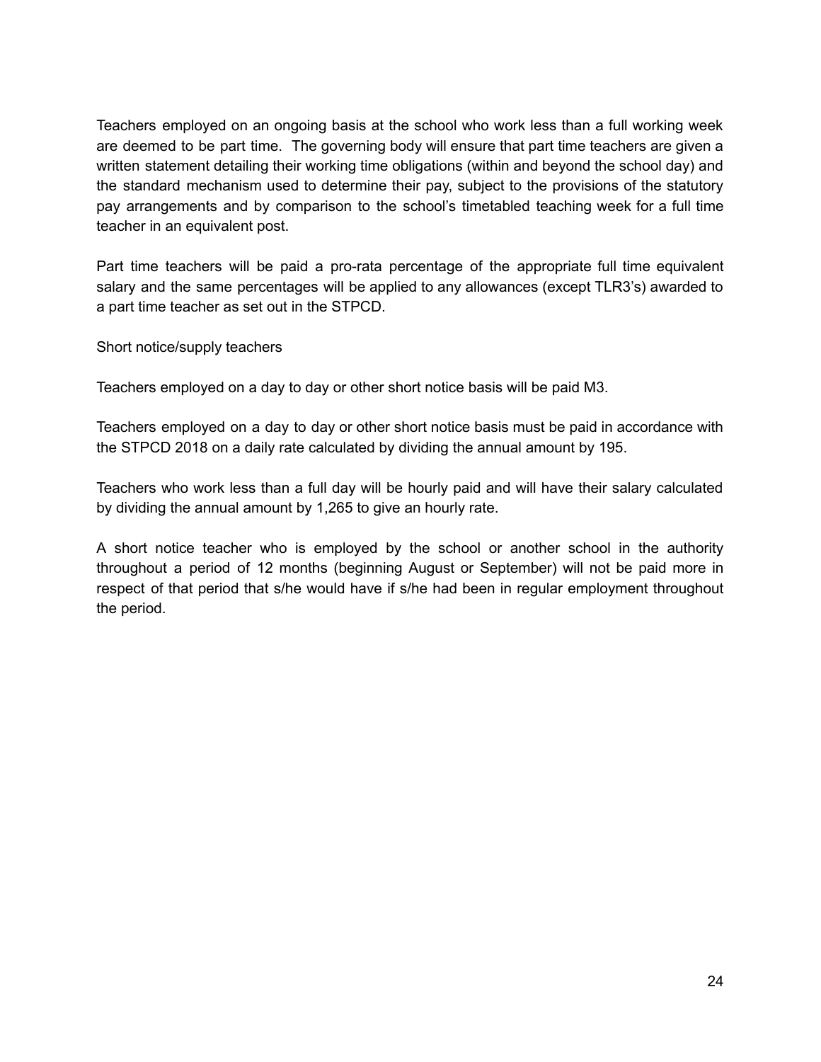Teachers employed on an ongoing basis at the school who work less than a full working week are deemed to be part time. The governing body will ensure that part time teachers are given a written statement detailing their working time obligations (within and beyond the school day) and the standard mechanism used to determine their pay, subject to the provisions of the statutory pay arrangements and by comparison to the school's timetabled teaching week for a full time teacher in an equivalent post.

Part time teachers will be paid a pro-rata percentage of the appropriate full time equivalent salary and the same percentages will be applied to any allowances (except TLR3's) awarded to a part time teacher as set out in the STPCD.

Short notice/supply teachers

Teachers employed on a day to day or other short notice basis will be paid M3.

Teachers employed on a day to day or other short notice basis must be paid in accordance with the STPCD 2018 on a daily rate calculated by dividing the annual amount by 195.

Teachers who work less than a full day will be hourly paid and will have their salary calculated by dividing the annual amount by 1,265 to give an hourly rate.

A short notice teacher who is employed by the school or another school in the authority throughout a period of 12 months (beginning August or September) will not be paid more in respect of that period that s/he would have if s/he had been in regular employment throughout the period.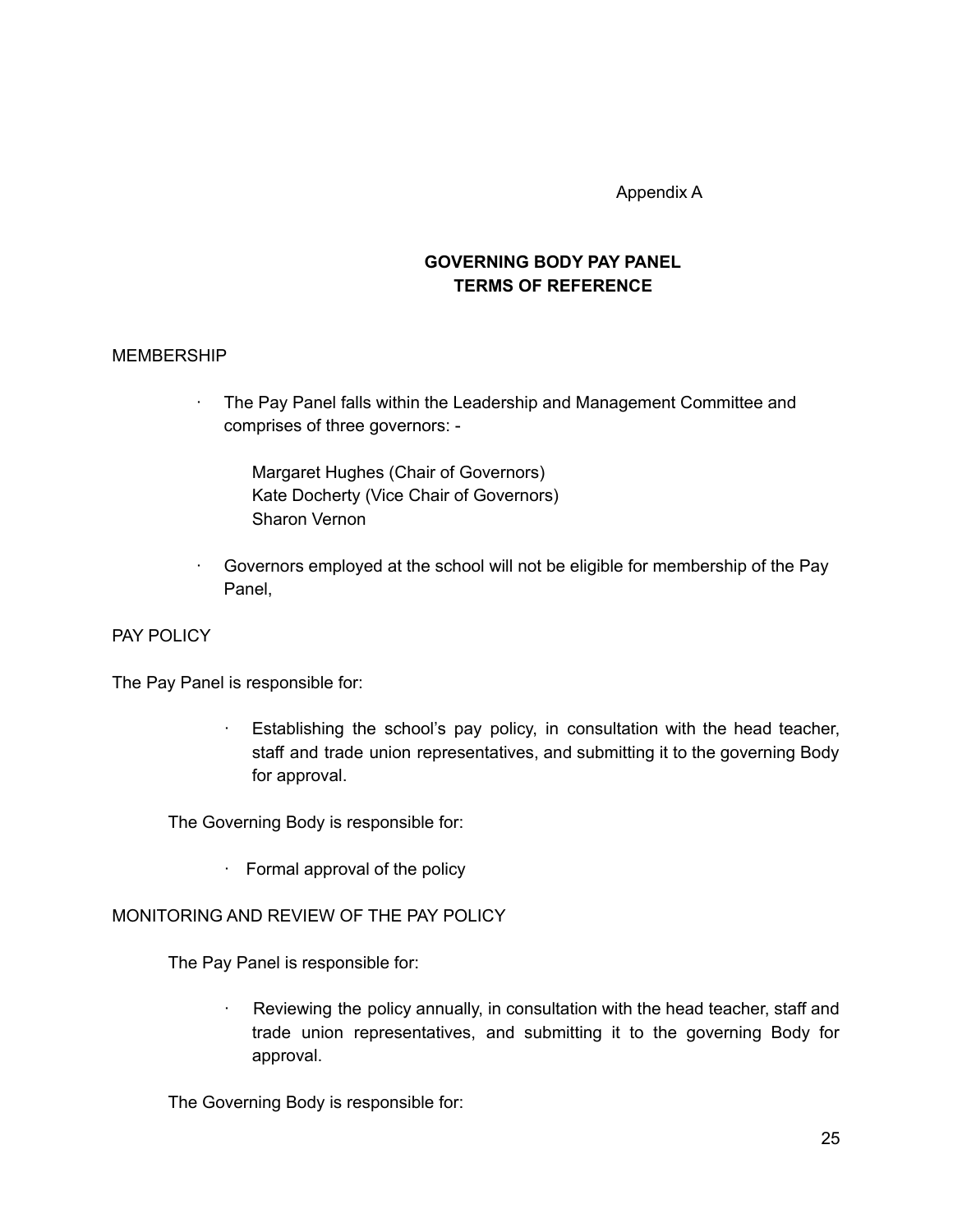Appendix A

## GOVERNING BODY PAY PANEL
## TERMS OF REFERENCE

MEMBERSHIP

- The Pay Panel falls within the Leadership and Management Committee and comprises of three governors: -

  Margaret Hughes (Chair of Governors)
  Kate Docherty (Vice Chair of Governors)
  Sharon Vernon

- Governors employed at the school will not be eligible for membership of the Pay Panel,

PAY POLICY

The Pay Panel is responsible for:

- Establishing the school's pay policy, in consultation with the head teacher, staff and trade union representatives, and submitting it to the governing Body for approval.

The Governing Body is responsible for:

- Formal approval of the policy

MONITORING AND REVIEW OF THE PAY POLICY

The Pay Panel is responsible for:

- Reviewing the policy annually, in consultation with the head teacher, staff and trade union representatives, and submitting it to the governing Body for approval.

The Governing Body is responsible for: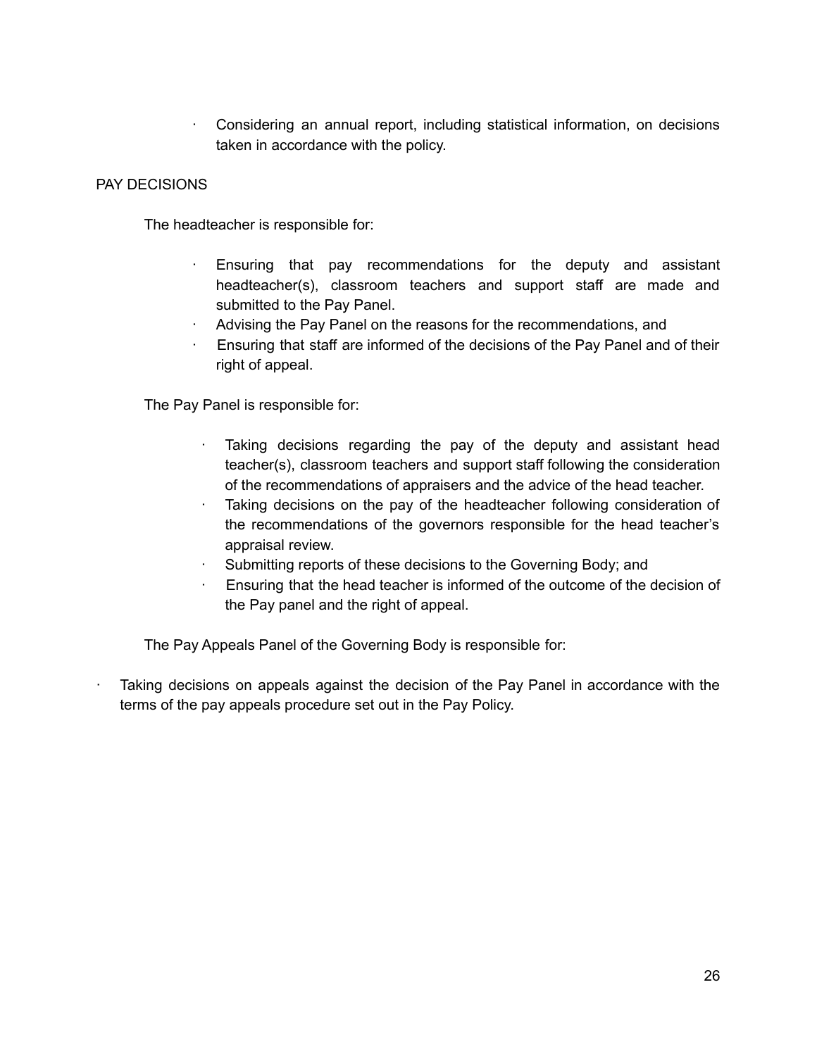- Considering an annual report, including statistical information, on decisions taken in accordance with the policy.

## PAY DECISIONS

The headteacher is responsible for:

- Ensuring that pay recommendations for the deputy and assistant headteacher(s), classroom teachers and support staff are made and submitted to the Pay Panel.
- Advising the Pay Panel on the reasons for the recommendations, and
- Ensuring that staff are informed of the decisions of the Pay Panel and of their right of appeal.

The Pay Panel is responsible for:

- Taking decisions regarding the pay of the deputy and assistant head teacher(s), classroom teachers and support staff following the consideration of the recommendations of appraisers and the advice of the head teacher.
- Taking decisions on the pay of the headteacher following consideration of the recommendations of the governors responsible for the head teacher's appraisal review.
- Submitting reports of these decisions to the Governing Body; and
- Ensuring that the head teacher is informed of the outcome of the decision of the Pay panel and the right of appeal.

The Pay Appeals Panel of the Governing Body is responsible for:

- Taking decisions on appeals against the decision of the Pay Panel in accordance with the terms of the pay appeals procedure set out in the Pay Policy.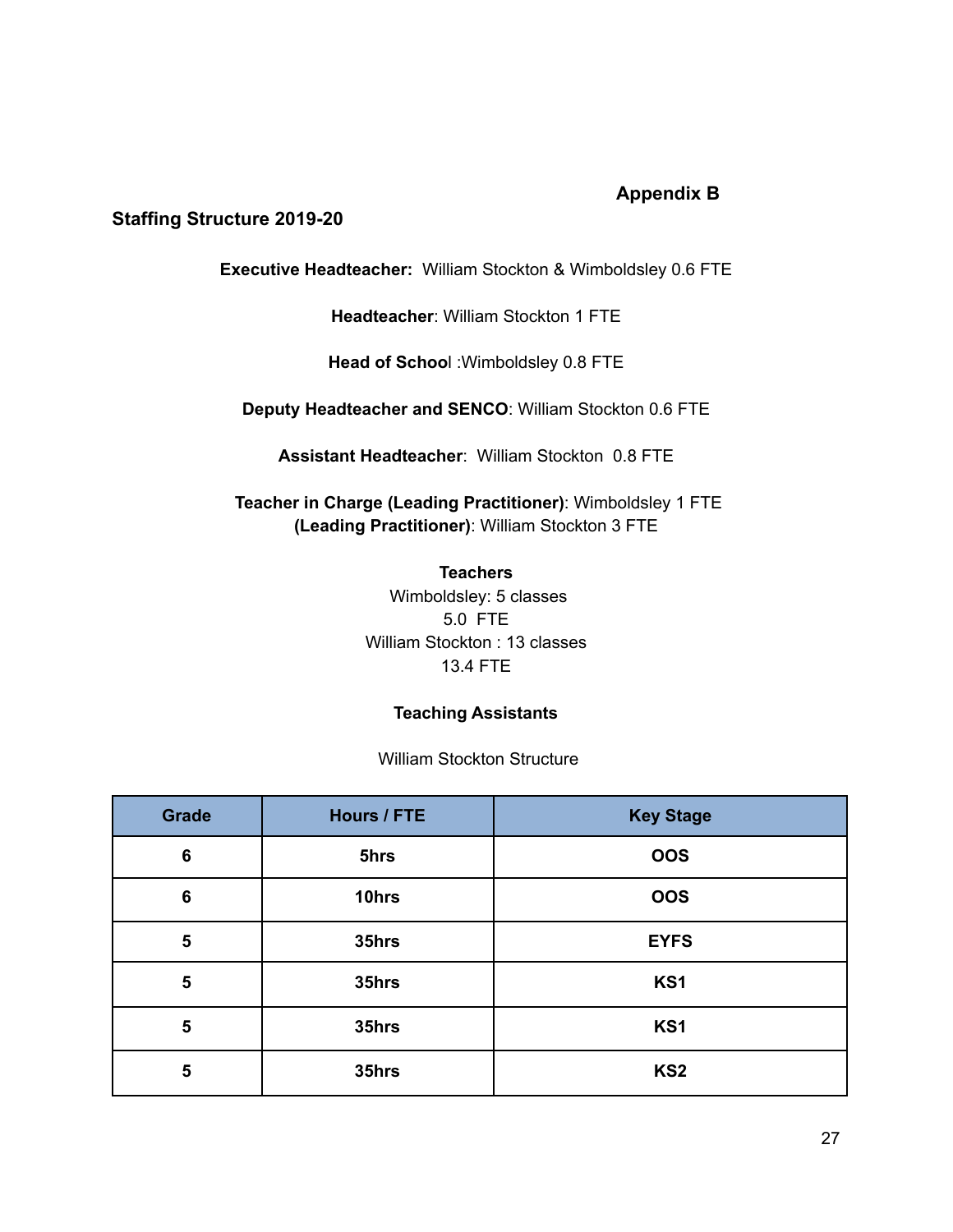**Appendix B**

**Staffing Structure 2019-20**

**Executive Headteacher:** William Stockton & Wimboldsley 0.6 FTE

**Headteacher**: William Stockton 1 FTE

**Head of School** :Wimboldsley 0.8 FTE

**Deputy Headteacher and SENCO**: William Stockton 0.6 FTE

**Assistant Headteacher**: William Stockton 0.8 FTE

**Teacher in Charge (Leading Practitioner)**: Wimboldsley 1 FTE
**(Leading Practitioner)**: William Stockton 3 FTE

**Teachers**
Wimboldsley: 5 classes
5.0 FTE
William Stockton : 13 classes
13.4 FTE

**Teaching Assistants**

William Stockton Structure

| Grade | Hours / FTE | Key Stage |
|---|---|---|
| **6** | **5hrs** | **OOS** |
| **6** | **10hrs** | **OOS** |
| **5** | **35hrs** | **EYFS** |
| **5** | **35hrs** | **KS1** |
| **5** | **35hrs** | **KS1** |
| **5** | **35hrs** | **KS2** |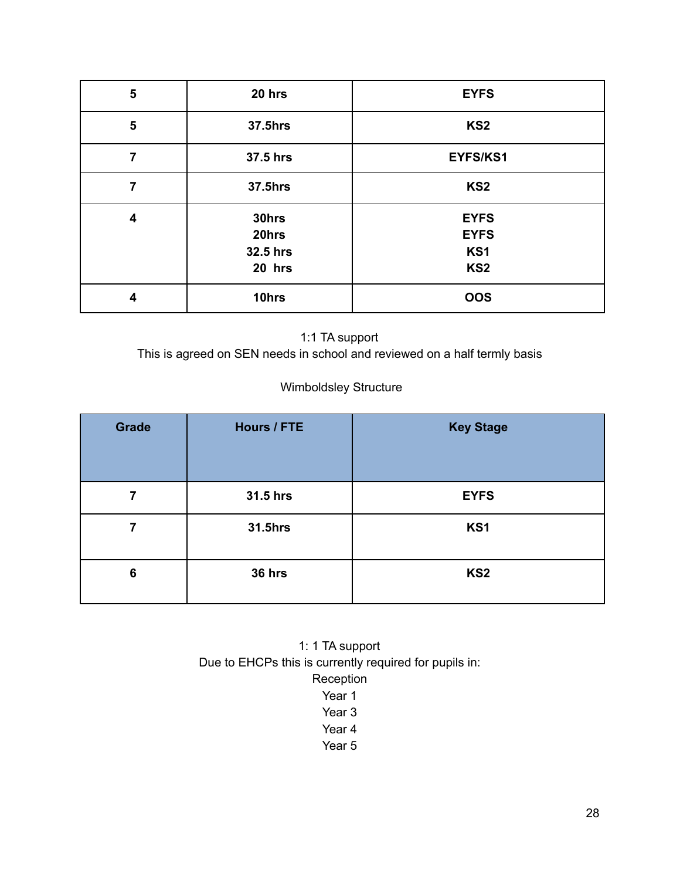| | | |
|---|---|---|
| **5** | **20 hrs** | **EYFS** |
| **5** | **37.5hrs** | **KS2** |
| **7** | **37.5 hrs** | **EYFS/KS1** |
| **7** | **37.5hrs** | **KS2** |
| **4** | **30hrs**<br>**20hrs**<br>**32.5 hrs**<br>**20 hrs** | **EYFS**<br>**EYFS**<br>**KS1**<br>**KS2** |
| **4** | **10hrs** | **OOS** |

1:1 TA support
This is agreed on SEN needs in school and reviewed on a half termly basis

Wimboldsley Structure

| Grade | Hours / FTE | Key Stage |
|---|---|---|
| **7** | **31.5 hrs** | **EYFS** |
| **7** | **31.5hrs** | **KS1** |
| **6** | **36 hrs** | **KS2** |

1: 1 TA support
Due to EHCPs this is currently required for pupils in:
Reception
Year 1
Year 3
Year 4
Year 5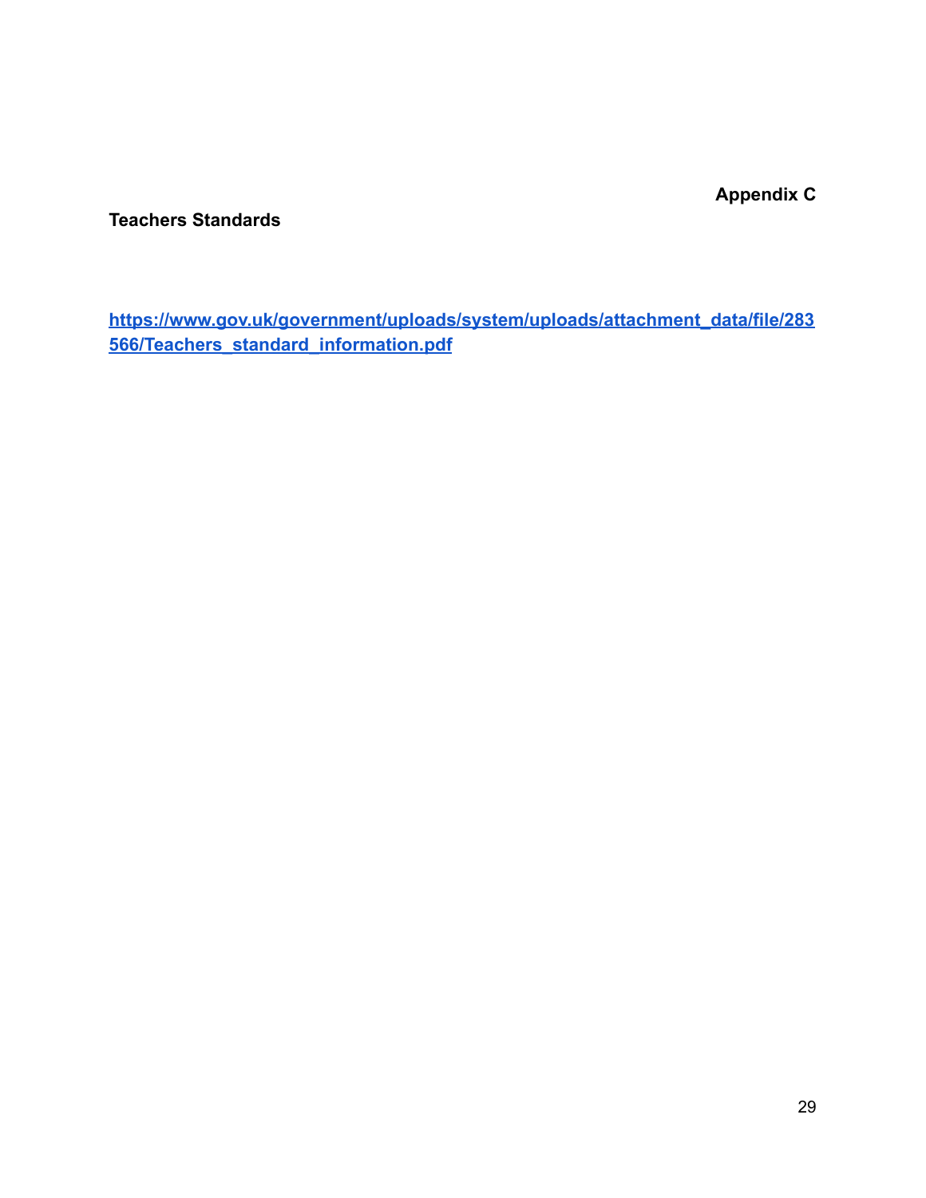**Appendix C**

**Teachers Standards**

[https://www.gov.uk/government/uploads/system/uploads/attachment_data/file/283566/Teachers_standard_information.pdf](https://www.gov.uk/government/uploads/system/uploads/attachment_data/file/283566/Teachers_standard_information.pdf)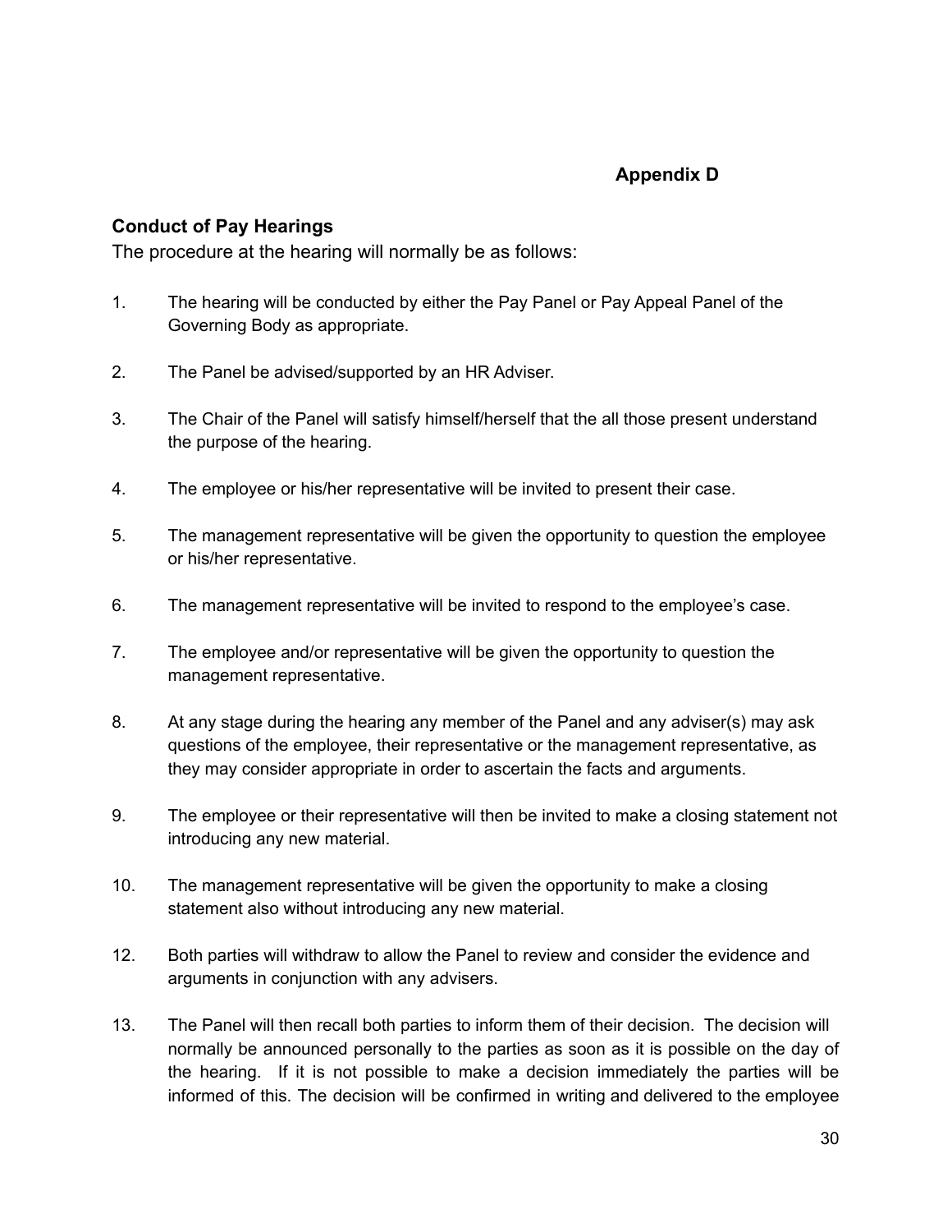**Appendix D**

## Conduct of Pay Hearings

The procedure at the hearing will normally be as follows:

1. The hearing will be conducted by either the Pay Panel or Pay Appeal Panel of the Governing Body as appropriate.

2. The Panel be advised/supported by an HR Adviser.

3. The Chair of the Panel will satisfy himself/herself that the all those present understand the purpose of the hearing.

4. The employee or his/her representative will be invited to present their case.

5. The management representative will be given the opportunity to question the employee or his/her representative.

6. The management representative will be invited to respond to the employee's case.

7. The employee and/or representative will be given the opportunity to question the management representative.

8. At any stage during the hearing any member of the Panel and any adviser(s) may ask questions of the employee, their representative or the management representative, as they may consider appropriate in order to ascertain the facts and arguments.

9. The employee or their representative will then be invited to make a closing statement not introducing any new material.

10. The management representative will be given the opportunity to make a closing statement also without introducing any new material.

12. Both parties will withdraw to allow the Panel to review and consider the evidence and arguments in conjunction with any advisers.

13. The Panel will then recall both parties to inform them of their decision. The decision will normally be announced personally to the parties as soon as it is possible on the day of the hearing. If it is not possible to make a decision immediately the parties will be informed of this. The decision will be confirmed in writing and delivered to the employee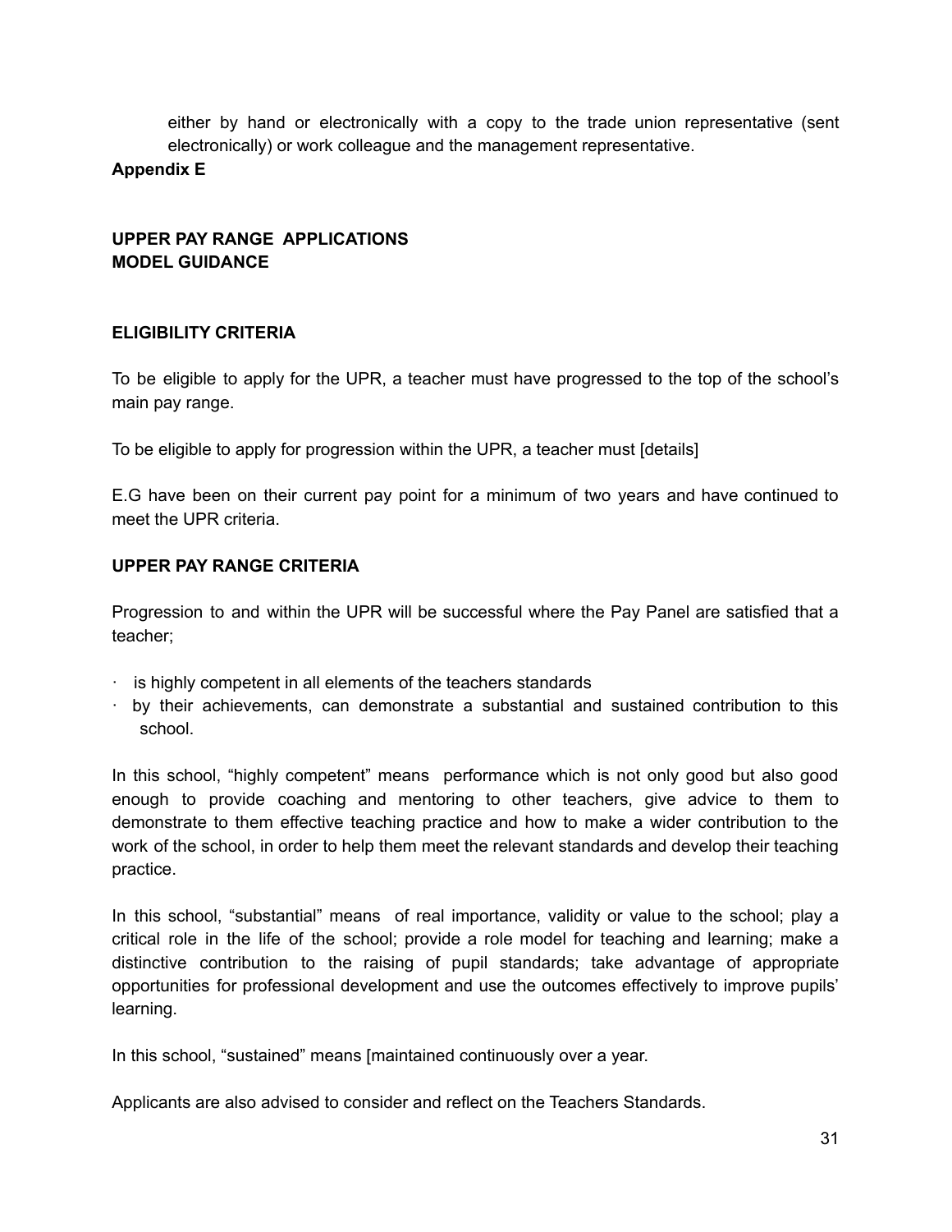either by hand or electronically with a copy to the trade union representative (sent electronically) or work colleague and the management representative.

**Appendix E**

**UPPER PAY RANGE APPLICATIONS**
**MODEL GUIDANCE**

**ELIGIBILITY CRITERIA**

To be eligible to apply for the UPR, a teacher must have progressed to the top of the school's main pay range.

To be eligible to apply for progression within the UPR, a teacher must [details]

E.G have been on their current pay point for a minimum of two years and have continued to meet the UPR criteria.

**UPPER PAY RANGE CRITERIA**

Progression to and within the UPR will be successful where the Pay Panel are satisfied that a teacher;

- is highly competent in all elements of the teachers standards
- by their achievements, can demonstrate a substantial and sustained contribution to this school.

In this school, "highly competent" means performance which is not only good but also good enough to provide coaching and mentoring to other teachers, give advice to them to demonstrate to them effective teaching practice and how to make a wider contribution to the work of the school, in order to help them meet the relevant standards and develop their teaching practice.

In this school, "substantial" means of real importance, validity or value to the school; play a critical role in the life of the school; provide a role model for teaching and learning; make a distinctive contribution to the raising of pupil standards; take advantage of appropriate opportunities for professional development and use the outcomes effectively to improve pupils' learning.

In this school, "sustained" means [maintained continuously over a year.

Applicants are also advised to consider and reflect on the Teachers Standards.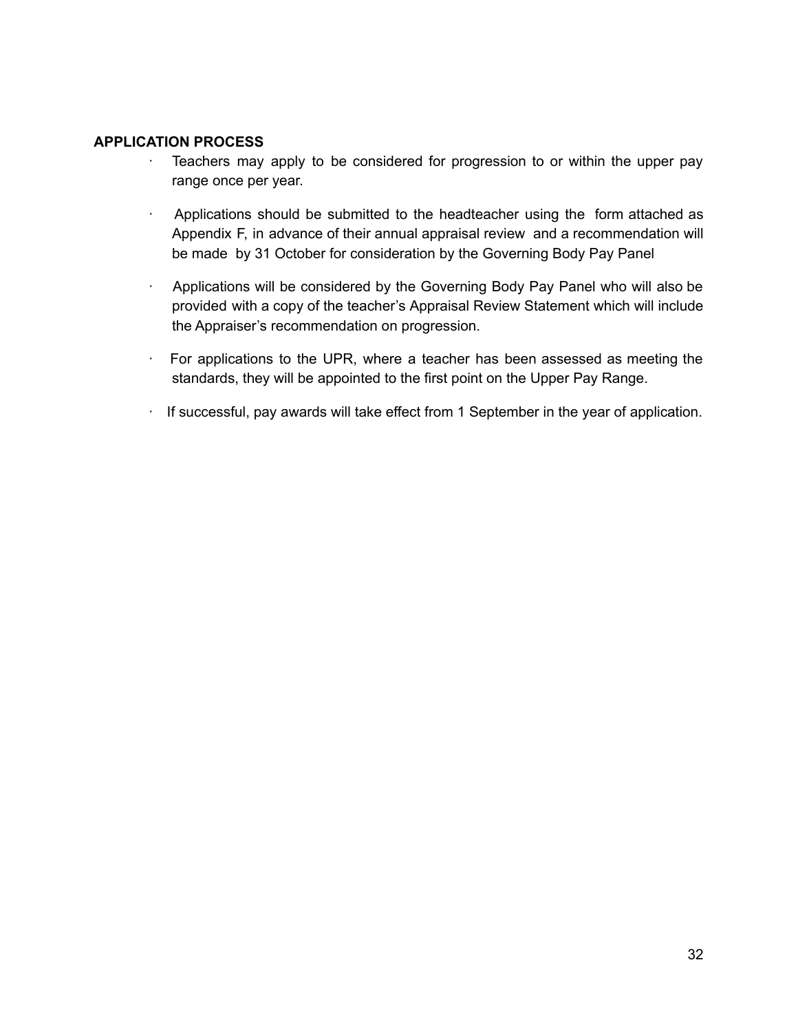**APPLICATION PROCESS**

- Teachers may apply to be considered for progression to or within the upper pay range once per year.
- Applications should be submitted to the headteacher using the form attached as Appendix F, in advance of their annual appraisal review and a recommendation will be made by 31 October for consideration by the Governing Body Pay Panel
- Applications will be considered by the Governing Body Pay Panel who will also be provided with a copy of the teacher's Appraisal Review Statement which will include the Appraiser's recommendation on progression.
- For applications to the UPR, where a teacher has been assessed as meeting the standards, they will be appointed to the first point on the Upper Pay Range.
- If successful, pay awards will take effect from 1 September in the year of application.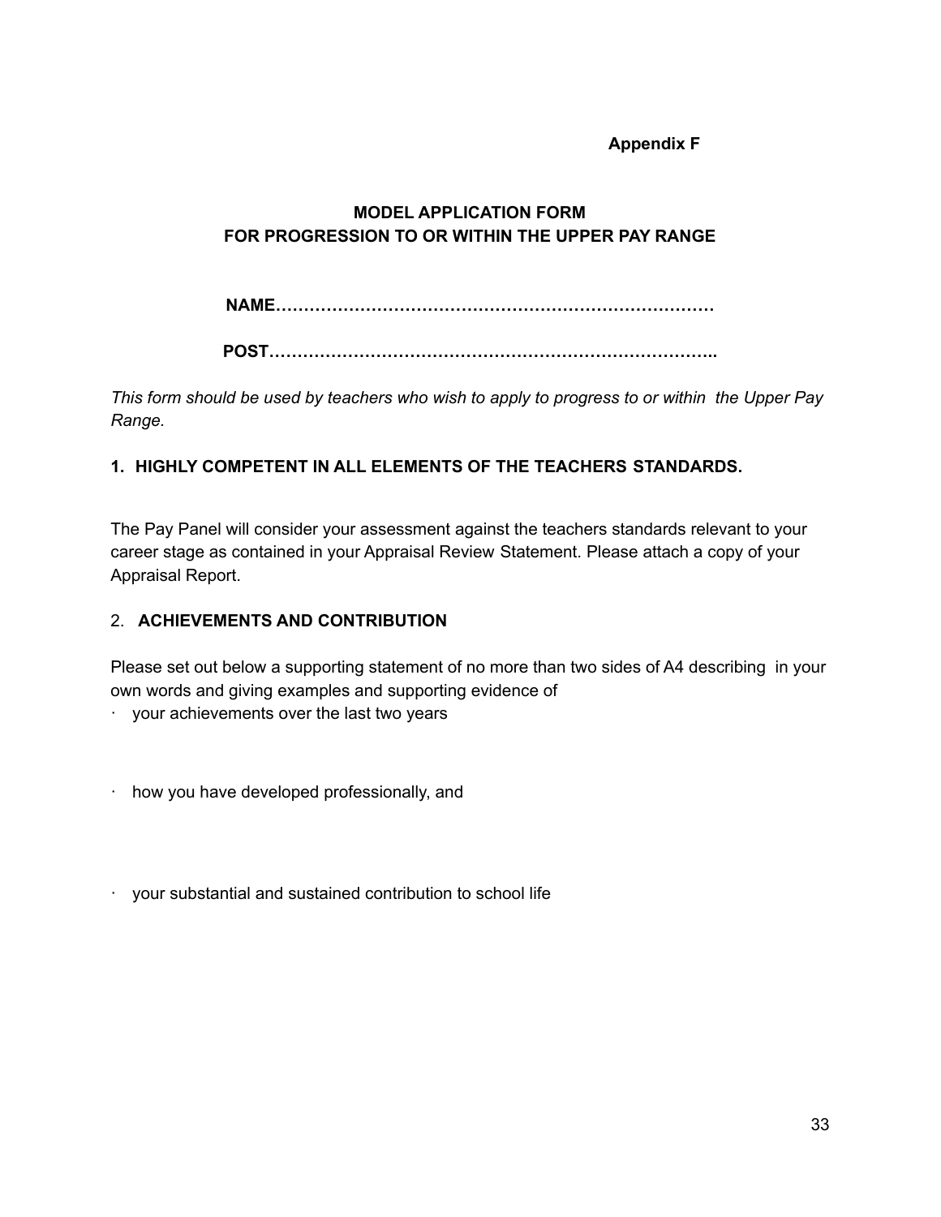**Appendix F**

## MODEL APPLICATION FORM
## FOR PROGRESSION TO OR WITHIN THE UPPER PAY RANGE

**NAME……………………………………………………………………**

**POST…………………………………………………………………….**

*This form should be used by teachers who wish to apply to progress to or within the Upper Pay Range.*

### 1. HIGHLY COMPETENT IN ALL ELEMENTS OF THE TEACHERS STANDARDS.

The Pay Panel will consider your assessment against the teachers standards relevant to your career stage as contained in your Appraisal Review Statement. Please attach a copy of your Appraisal Report.

### 2. ACHIEVEMENTS AND CONTRIBUTION

Please set out below a supporting statement of no more than two sides of A4 describing in your own words and giving examples and supporting evidence of

- your achievements over the last two years

- how you have developed professionally, and

- your substantial and sustained contribution to school life